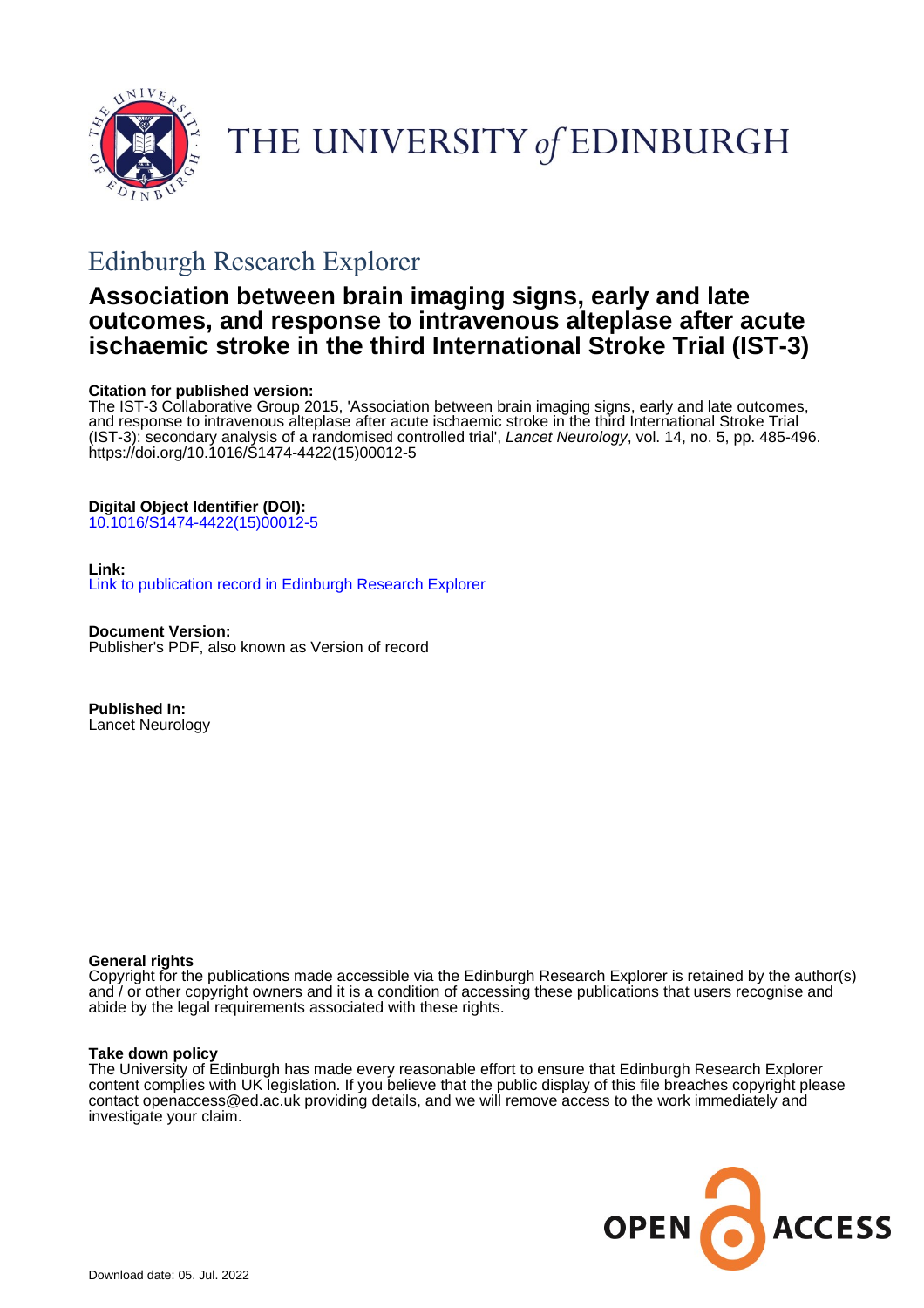# THE UNIVERSITY of EDINBURGH

## Edinburgh Research Explorer

# Association between brain imaging signs, early and late outcomes, and response to intravenous alteplase after acute ischaemic stroke in the third International Stroke Trial (IST-3)

**Citation for published version:**
The IST-3 Collaborative Group 2015, 'Association between brain imaging signs, early and late outcomes, and response to intravenous alteplase after acute ischaemic stroke in the third International Stroke Trial (IST-3): secondary analysis of a randomised controlled trial', *Lancet Neurology*, vol. 14, no. 5, pp. 485-496. https://doi.org/10.1016/S1474-4422(15)00012-5

**Digital Object Identifier (DOI):**
10.1016/S1474-4422(15)00012-5

**Link:**
Link to publication record in Edinburgh Research Explorer

**Document Version:**
Publisher's PDF, also known as Version of record

**Published In:**
Lancet Neurology

**General rights**
Copyright for the publications made accessible via the Edinburgh Research Explorer is retained by the author(s) and / or other copyright owners and it is a condition of accessing these publications that users recognise and abide by the legal requirements associated with these rights.

**Take down policy**
The University of Edinburgh has made every reasonable effort to ensure that Edinburgh Research Explorer content complies with UK legislation. If you believe that the public display of this file breaches copyright please contact openaccess@ed.ac.uk providing details, and we will remove access to the work immediately and investigate your claim.

OPEN ACCESS

Download date: 05. Jul. 2022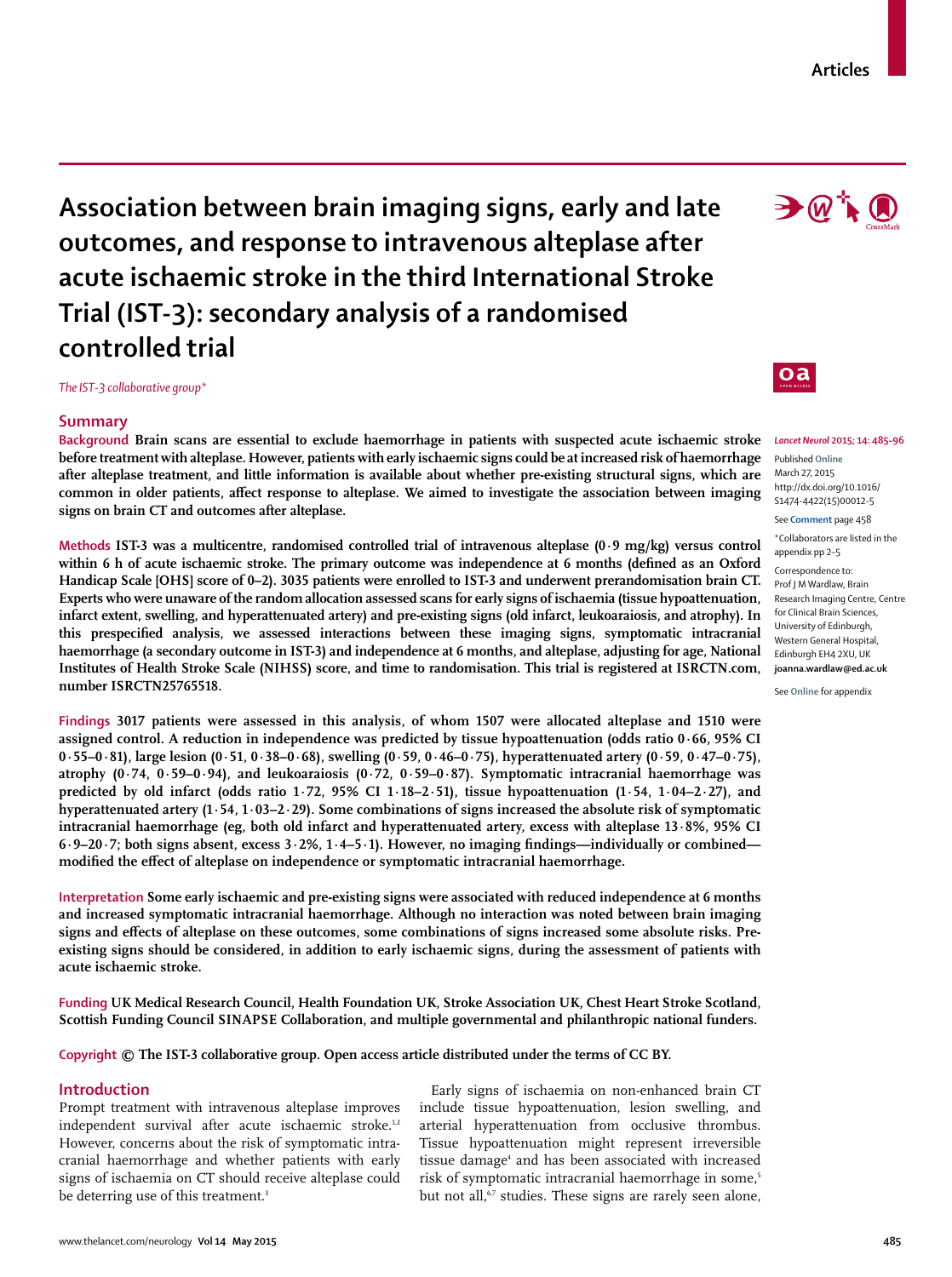# Association between brain imaging signs, early and late outcomes, and response to intravenous alteplase after acute ischaemic stroke in the third International Stroke Trial (IST-3): secondary analysis of a randomised controlled trial

*The IST-3 collaborative group\**

## Summary

**Background** Brain scans are essential to exclude haemorrhage in patients with suspected acute ischaemic stroke before treatment with alteplase. However, patients with early ischaemic signs could be at increased risk of haemorrhage after alteplase treatment, and little information is available about whether pre-existing structural signs, which are common in older patients, affect response to alteplase. We aimed to investigate the association between imaging signs on brain CT and outcomes after alteplase.

**Methods** IST-3 was a multicentre, randomised controlled trial of intravenous alteplase (0·9 mg/kg) versus control within 6 h of acute ischaemic stroke. The primary outcome was independence at 6 months (defined as an Oxford Handicap Scale [OHS] score of 0–2). 3035 patients were enrolled to IST-3 and underwent prerandomisation brain CT. Experts who were unaware of the random allocation assessed scans for early signs of ischaemia (tissue hypoattenuation, infarct extent, swelling, and hyperattenuated artery) and pre-existing signs (old infarct, leukoaraiosis, and atrophy). In this prespecified analysis, we assessed interactions between these imaging signs, symptomatic intracranial haemorrhage (a secondary outcome in IST-3) and independence at 6 months, and alteplase, adjusting for age, National Institutes of Health Stroke Scale (NIHSS) score, and time to randomisation. This trial is registered at ISRCTN.com, number ISRCTN25765518.

**Findings** 3017 patients were assessed in this analysis, of whom 1507 were allocated alteplase and 1510 were assigned control. A reduction in independence was predicted by tissue hypoattenuation (odds ratio 0·66, 95% CI 0·55–0·81), large lesion (0·51, 0·38–0·68), swelling (0·59, 0·46–0·75), hyperattenuated artery (0·59, 0·47–0·75), atrophy (0·74, 0·59–0·94), and leukoaraiosis (0·72, 0·59–0·87). Symptomatic intracranial haemorrhage was predicted by old infarct (odds ratio 1·72, 95% CI 1·18–2·51), tissue hypoattenuation (1·54, 1·04–2·27), and hyperattenuated artery (1·54, 1·03–2·29). Some combinations of signs increased the absolute risk of symptomatic intracranial haemorrhage (eg, both old infarct and hyperattenuated artery, excess with alteplase 13·8%, 95% CI 6·9–20·7; both signs absent, excess 3·2%, 1·4–5·1). However, no imaging findings—individually or combined—modified the effect of alteplase on independence or symptomatic intracranial haemorrhage.

**Interpretation** Some early ischaemic and pre-existing signs were associated with reduced independence at 6 months and increased symptomatic intracranial haemorrhage. Although no interaction was noted between brain imaging signs and effects of alteplase on these outcomes, some combinations of signs increased some absolute risks. Pre-existing signs should be considered, in addition to early ischaemic signs, during the assessment of patients with acute ischaemic stroke.

**Funding** UK Medical Research Council, Health Foundation UK, Stroke Association UK, Chest Heart Stroke Scotland, Scottish Funding Council SINAPSE Collaboration, and multiple governmental and philanthropic national funders.

**Copyright** © The IST-3 collaborative group. Open access article distributed under the terms of CC BY.

*Lancet Neurol* 2015; 14: 485–96

Published Online March 27, 2015 http://dx.doi.org/10.1016/S1474-4422(15)00012-5

See **Comment** page 458

\*Collaborators are listed in the appendix pp 2–5

Correspondence to: Prof J M Wardlaw, Brain Research Imaging Centre, Centre for Clinical Brain Sciences, University of Edinburgh, Western General Hospital, Edinburgh EH4 2XU, UK **joanna.wardlaw@ed.ac.uk**

See **Online** for appendix

## Introduction

Prompt treatment with intravenous alteplase improves independent survival after acute ischaemic stroke.[1,2] However, concerns about the risk of symptomatic intracranial haemorrhage and whether patients with early signs of ischaemia on CT should receive alteplase could be deterring use of this treatment.[3]

Early signs of ischaemia on non-enhanced brain CT include tissue hypoattenuation, lesion swelling, and arterial hyperattenuation from occlusive thrombus. Tissue hypoattenuation might represent irreversible tissue damage[4] and has been associated with increased risk of symptomatic intracranial haemorrhage in some,[5] but not all,[6,7] studies. These signs are rarely seen alone,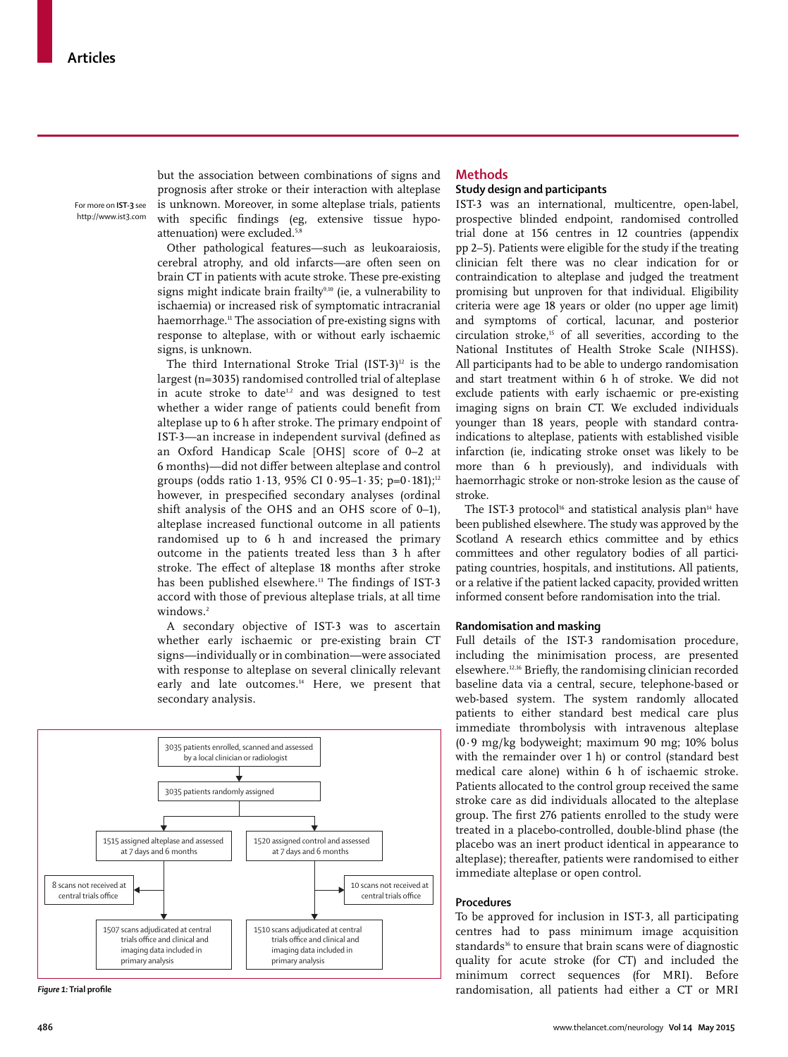but the association between combinations of signs and prognosis after stroke or their interaction with alteplase is unknown. Moreover, in some alteplase trials, patients with specific findings (eg, extensive tissue hypo-attenuation) were excluded.[5,8]

For more on **IST-3** see http://www.ist3.com

Other pathological features—such as leukoaraiosis, cerebral atrophy, and old infarcts—are often seen on brain CT in patients with acute stroke. These pre-existing signs might indicate brain frailty[9,10] (ie, a vulnerability to ischaemia) or increased risk of symptomatic intracranial haemorrhage.[11] The association of pre-existing signs with response to alteplase, with or without early ischaemic signs, is unknown.

The third International Stroke Trial (IST-3)[12] is the largest (n=3035) randomised controlled trial of alteplase in acute stroke to date[1,2] and was designed to test whether a wider range of patients could benefit from alteplase up to 6 h after stroke. The primary endpoint of IST-3—an increase in independent survival (defined as an Oxford Handicap Scale [OHS] score of 0–2 at 6 months)—did not differ between alteplase and control groups (odds ratio 1·13, 95% CI 0·95–1·35; p=0·181);[12] however, in prespecified secondary analyses (ordinal shift analysis of the OHS and an OHS score of 0–1), alteplase increased functional outcome in all patients randomised up to 6 h and increased the primary outcome in the patients treated less than 3 h after stroke. The effect of alteplase 18 months after stroke has been published elsewhere.[13] The findings of IST-3 accord with those of previous alteplase trials, at all time windows.[2]

A secondary objective of IST-3 was to ascertain whether early ischaemic or pre-existing brain CT signs—individually or in combination—were associated with response to alteplase on several clinically relevant early and late outcomes.[14] Here, we present that secondary analysis.

```
3035 patients enrolled, scanned and assessed by a local clinician or radiologist
        ↓
3035 patients randomly assigned
        ↓                                   ↓
1515 assigned alteplase and assessed     1520 assigned control and assessed
at 7 days and 6 months                   at 7 days and 6 months
  → 8 scans not received at                → 10 scans not received at
    central trials office                    central trials office
        ↓                                   ↓
1507 scans adjudicated at central        1510 scans adjudicated at central
trials office and clinical and           trials office and clinical and
imaging data included in                 imaging data included in
primary analysis                         primary analysis
```

***Figure 1:*** **Trial profile**

## Methods

### Study design and participants

IST-3 was an international, multicentre, open-label, prospective blinded endpoint, randomised controlled trial done at 156 centres in 12 countries (appendix pp 2–5). Patients were eligible for the study if the treating clinician felt there was no clear indication for or contraindication to alteplase and judged the treatment promising but unproven for that individual. Eligibility criteria were age 18 years or older (no upper age limit) and symptoms of cortical, lacunar, and posterior circulation stroke,[15] of all severities, according to the National Institutes of Health Stroke Scale (NIHSS). All participants had to be able to undergo randomisation and start treatment within 6 h of stroke. We did not exclude patients with early ischaemic or pre-existing imaging signs on brain CT. We excluded individuals younger than 18 years, people with standard contra-indications to alteplase, patients with established visible infarction (ie, indicating stroke onset was likely to be more than 6 h previously), and individuals with haemorrhagic stroke or non-stroke lesion as the cause of stroke.

The IST-3 protocol[16] and statistical analysis plan[14] have been published elsewhere. The study was approved by the Scotland A research ethics committee and by ethics committees and other regulatory bodies of all participating countries, hospitals, and institutions. All patients, or a relative if the patient lacked capacity, provided written informed consent before randomisation into the trial.

### Randomisation and masking

Full details of the IST-3 randomisation procedure, including the minimisation process, are presented elsewhere.[12,16] Briefly, the randomising clinician recorded baseline data via a central, secure, telephone-based or web-based system. The system randomly allocated patients to either standard best medical care plus immediate thrombolysis with intravenous alteplase (0·9 mg/kg bodyweight; maximum 90 mg; 10% bolus with the remainder over 1 h) or control (standard best medical care alone) within 6 h of ischaemic stroke. Patients allocated to the control group received the same stroke care as did individuals allocated to the alteplase group. The first 276 patients enrolled to the study were treated in a placebo-controlled, double-blind phase (the placebo was an inert product identical in appearance to alteplase); thereafter, patients were randomised to either immediate alteplase or open control.

### Procedures

To be approved for inclusion in IST-3, all participating centres had to pass minimum image acquisition standards[16] to ensure that brain scans were of diagnostic quality for acute stroke (for CT) and included the minimum correct sequences (for MRI). Before randomisation, all patients had either a CT or MRI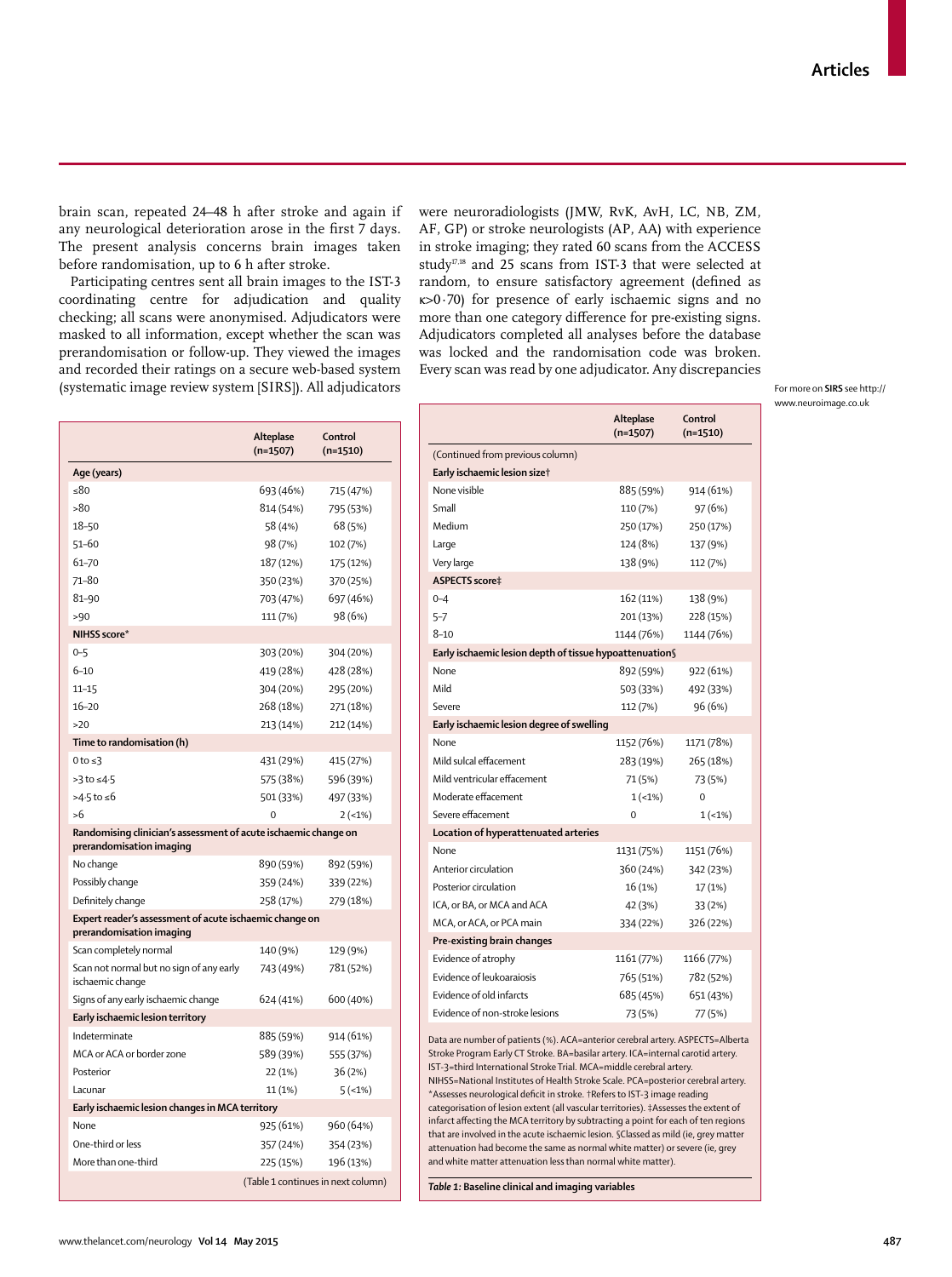brain scan, repeated 24–48 h after stroke and again if any neurological deterioration arose in the first 7 days. The present analysis concerns brain images taken before randomisation, up to 6 h after stroke.

Participating centres sent all brain images to the IST-3 coordinating centre for adjudication and quality checking; all scans were anonymised. Adjudicators were masked to all information, except whether the scan was prerandomisation or follow-up. They viewed the images and recorded their ratings on a secure web-based system (systematic image review system [SIRS]). All adjudicators were neuroradiologists (JMW, RvK, AvH, LC, NB, ZM, AF, GP) or stroke neurologists (AP, AA) with experience in stroke imaging; they rated 60 scans from the ACCESS study[17,18] and 25 scans from IST-3 that were selected at random, to ensure satisfactory agreement (defined as κ>0·70) for presence of early ischaemic signs and no more than one category difference for pre-existing signs. Adjudicators completed all analyses before the database was locked and the randomisation code was broken. Every scan was read by one adjudicator. Any discrepancies

For more on **SIRS** see http://www.neuroimage.co.uk

| | Alteplase (n=1507) | Control (n=1510) |
|---|---|---|
| **Age (years)** | | |
| ≤80 | 693 (46%) | 715 (47%) |
| >80 | 814 (54%) | 795 (53%) |
| 18–50 | 58 (4%) | 68 (5%) |
| 51–60 | 98 (7%) | 102 (7%) |
| 61–70 | 187 (12%) | 175 (12%) |
| 71–80 | 350 (23%) | 370 (25%) |
| 81–90 | 703 (47%) | 697 (46%) |
| >90 | 111 (7%) | 98 (6%) |
| **NIHSS score*** | | |
| 0–5 | 303 (20%) | 304 (20%) |
| 6–10 | 419 (28%) | 428 (28%) |
| 11–15 | 304 (20%) | 295 (20%) |
| 16–20 | 268 (18%) | 271 (18%) |
| >20 | 213 (14%) | 212 (14%) |
| **Time to randomisation (h)** | | |
| 0 to ≤3 | 431 (29%) | 415 (27%) |
| >3 to ≤4·5 | 575 (38%) | 596 (39%) |
| >4·5 to ≤6 | 501 (33%) | 497 (33%) |
| >6 | 0 | 2 (<1%) |
| **Randomising clinician's assessment of acute ischaemic change on prerandomisation imaging** | | |
| No change | 890 (59%) | 892 (59%) |
| Possibly change | 359 (24%) | 339 (22%) |
| Definitely change | 258 (17%) | 279 (18%) |
| **Expert reader's assessment of acute ischaemic change on prerandomisation imaging** | | |
| Scan completely normal | 140 (9%) | 129 (9%) |
| Scan not normal but no sign of any early ischaemic change | 743 (49%) | 781 (52%) |
| Signs of any early ischaemic change | 624 (41%) | 600 (40%) |
| **Early ischaemic lesion territory** | | |
| Indeterminate | 885 (59%) | 914 (61%) |
| MCA or ACA or border zone | 589 (39%) | 555 (37%) |
| Posterior | 22 (1%) | 36 (2%) |
| Lacunar | 11 (1%) | 5 (<1%) |
| **Early ischaemic lesion changes in MCA territory** | | |
| None | 925 (61%) | 960 (64%) |
| One-third or less | 357 (24%) | 354 (23%) |
| More than one-third | 225 (15%) | 196 (13%) |
| **Early ischaemic lesion size†** | | |
| None visible | 885 (59%) | 914 (61%) |
| Small | 110 (7%) | 97 (6%) |
| Medium | 250 (17%) | 250 (17%) |
| Large | 124 (8%) | 137 (9%) |
| Very large | 138 (9%) | 112 (7%) |
| **ASPECTS score‡** | | |
| 0–4 | 162 (11%) | 138 (9%) |
| 5–7 | 201 (13%) | 228 (15%) |
| 8–10 | 1144 (76%) | 1144 (76%) |
| **Early ischaemic lesion depth of tissue hypoattenuation§** | | |
| None | 892 (59%) | 922 (61%) |
| Mild | 503 (33%) | 492 (33%) |
| Severe | 112 (7%) | 96 (6%) |
| **Early ischaemic lesion degree of swelling** | | |
| None | 1152 (76%) | 1171 (78%) |
| Mild sulcal effacement | 283 (19%) | 265 (18%) |
| Mild ventricular effacement | 71 (5%) | 73 (5%) |
| Moderate effacement | 1 (<1%) | 0 |
| Severe effacement | 0 | 1 (<1%) |
| **Location of hyperattenuated arteries** | | |
| None | 1131 (75%) | 1151 (76%) |
| Anterior circulation | 360 (24%) | 342 (23%) |
| Posterior circulation | 16 (1%) | 17 (1%) |
| ICA, or BA, or MCA and ACA | 42 (3%) | 33 (2%) |
| MCA, or ACA, or PCA main | 334 (22%) | 326 (22%) |
| **Pre-existing brain changes** | | |
| Evidence of atrophy | 1161 (77%) | 1166 (77%) |
| Evidence of leukoaraiosis | 765 (51%) | 782 (52%) |
| Evidence of old infarcts | 685 (45%) | 651 (43%) |
| Evidence of non-stroke lesions | 73 (5%) | 77 (5%) |

Data are number of patients (%). ACA=anterior cerebral artery. ASPECTS=Alberta Stroke Program Early CT Stroke. BA=basilar artery. ICA=internal carotid artery. IST-3=third International Stroke Trial. MCA=middle cerebral artery. NIHSS=National Institutes of Health Stroke Scale. PCA=posterior cerebral artery. *Assesses neurological deficit in stroke. †Refers to IST-3 image reading categorisation of lesion extent (all vascular territories). ‡Assesses the extent of infarct affecting the MCA territory by subtracting a point for each of ten regions that are involved in the acute ischaemic lesion. §Classed as mild (ie, grey matter attenuation had become the same as normal white matter) or severe (ie, grey and white matter attenuation less than normal white matter).

***Table 1:*** **Baseline clinical and imaging variables**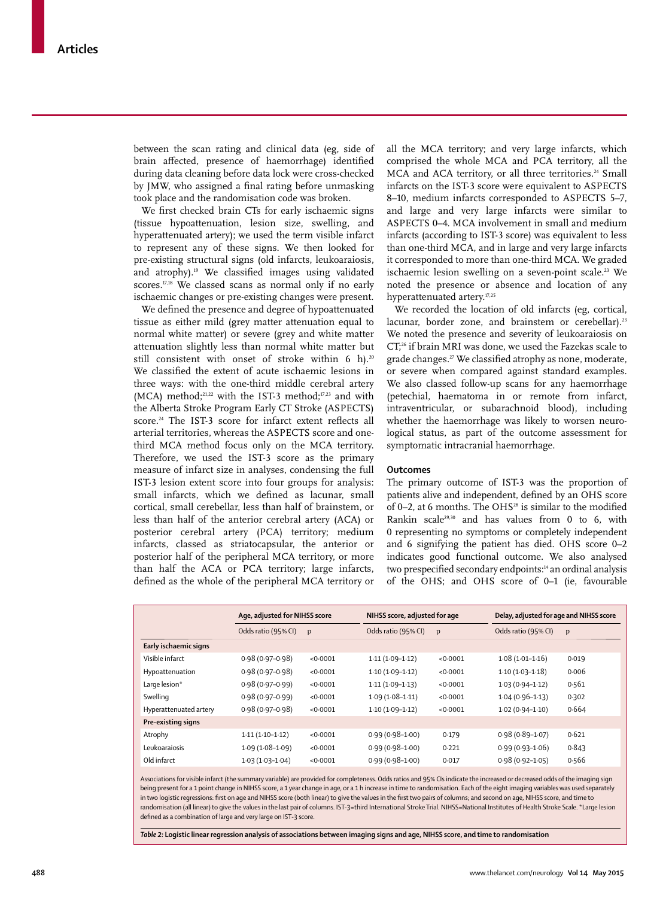between the scan rating and clinical data (eg, side of brain affected, presence of haemorrhage) identified during data cleaning before data lock were cross-checked by JMW, who assigned a final rating before unmasking took place and the randomisation code was broken.

We first checked brain CTs for early ischaemic signs (tissue hypoattenuation, lesion size, swelling, and hyperattenuated artery); we used the term visible infarct to represent any of these signs. We then looked for pre-existing structural signs (old infarcts, leukoaraiosis, and atrophy).[19] We classified images using validated scores.[17,18] We classed scans as normal only if no early ischaemic changes or pre-existing changes were present.

We defined the presence and degree of hypoattenuated tissue as either mild (grey matter attenuation equal to normal white matter) or severe (grey and white matter attenuation slightly less than normal white matter but still consistent with onset of stroke within 6 h).[20] We classified the extent of acute ischaemic lesions in three ways: with the one-third middle cerebral artery (MCA) method;[21,22] with the IST-3 method;[17,23] and with the Alberta Stroke Program Early CT Stroke (ASPECTS) score.[24] The IST-3 score for infarct extent reflects all arterial territories, whereas the ASPECTS score and one-third MCA method focus only on the MCA territory. Therefore, we used the IST-3 score as the primary measure of infarct size in analyses, condensing the full IST-3 lesion extent score into four groups for analysis: small infarcts, which we defined as lacunar, small cortical, small cerebellar, less than half of brainstem, or less than half of the anterior cerebral artery (ACA) or posterior cerebral artery (PCA) territory; medium infarcts, classed as striatocapsular, the anterior or posterior half of the peripheral MCA territory, or more than half the ACA or PCA territory; large infarcts, defined as the whole of the peripheral MCA territory or all the MCA territory; and very large infarcts, which comprised the whole MCA and PCA territory, all the MCA and ACA territory, or all three territories.[24] Small infarcts on the IST-3 score were equivalent to ASPECTS 8–10, medium infarcts corresponded to ASPECTS 5–7, and large and very large infarcts were similar to ASPECTS 0–4. MCA involvement in small and medium infarcts (according to IST-3 score) was equivalent to less than one-third MCA, and in large and very large infarcts it corresponded to more than one-third MCA. We graded ischaemic lesion swelling on a seven-point scale.[23] We noted the presence or absence and location of any hyperattenuated artery.[17,25]

We recorded the location of old infarcts (eg, cortical, lacunar, border zone, and brainstem or cerebellar).[23] We noted the presence and severity of leukoaraiosis on CT;[26] if brain MRI was done, we used the Fazekas scale to grade changes.[27] We classified atrophy as none, moderate, or severe when compared against standard examples. We also classed follow-up scans for any haemorrhage (petechial, haematoma in or remote from infarct, intraventricular, or subarachnoid blood), including whether the haemorrhage was likely to worsen neurological status, as part of the outcome assessment for symptomatic intracranial haemorrhage.

## Outcomes

The primary outcome of IST-3 was the proportion of patients alive and independent, defined by an OHS score of 0–2, at 6 months. The OHS[28] is similar to the modified Rankin scale[29,30] and has values from 0 to 6, with 0 representing no symptoms or completely independent and 6 signifying the patient has died. OHS score 0–2 indicates good functional outcome. We also analysed two prespecified secondary endpoints:[14] an ordinal analysis of the OHS; and OHS score of 0–1 (ie, favourable

| | Age, adjusted for NIHSS score | | NIHSS score, adjusted for age | | Delay, adjusted for age and NIHSS score | |
|---|---|---|---|---|---|---|
| | Odds ratio (95% CI) | p | Odds ratio (95% CI) | p | Odds ratio (95% CI) | p |
| **Early ischaemic signs** | | | | | | |
| Visible infarct | 0·98 (0·97–0·98) | <0·0001 | 1·11 (1·09–1·12) | <0·0001 | 1·08 (1·01–1·16) | 0·019 |
| Hypoattenuation | 0·98 (0·97–0·98) | <0·0001 | 1·10 (1·09–1·12) | <0·0001 | 1·10 (1·03–1·18) | 0·006 |
| Large lesion* | 0·98 (0·97–0·99) | <0·0001 | 1·11 (1·09–1·13) | <0·0001 | 1·03 (0·94–1·12) | 0·561 |
| Swelling | 0·98 (0·97–0·99) | <0·0001 | 1·09 (1·08–1·11) | <0·0001 | 1·04 (0·96–1·13) | 0·302 |
| Hyperattenuated artery | 0·98 (0·97–0·98) | <0·0001 | 1·10 (1·09–1·12) | <0·0001 | 1·02 (0·94–1·10) | 0·664 |
| **Pre-existing signs** | | | | | | |
| Atrophy | 1·11 (1·10–1·12) | <0·0001 | 0·99 (0·98–1·00) | 0·179 | 0·98 (0·89–1·07) | 0·621 |
| Leukoaraiosis | 1·09 (1·08–1·09) | <0·0001 | 0·99 (0·98–1·00) | 0·221 | 0·99 (0·93–1·06) | 0·843 |
| Old infarct | 1·03 (1·03–1·04) | <0·0001 | 0·99 (0·98–1·00) | 0·017 | 0·98 (0·92–1·05) | 0·566 |

Associations for visible infarct (the summary variable) are provided for completeness. Odds ratios and 95% CIs indicate the increased or decreased odds of the imaging sign being present for a 1 point change in NIHSS score, a 1 year change in age, or a 1 h increase in time to randomisation. Each of the eight imaging variables was used separately in two logistic regressions: first on age and NIHSS score (both linear) to give the values in the first two pairs of columns; and second on age, NIHSS score, and time to randomisation (all linear) to give the values in the last pair of columns. IST-3=third International Stroke Trial. NIHSS=National Institutes of Health Stroke Scale. *Large lesion defined as a combination of large and very large on IST-3 score.

*Table 2:* **Logistic linear regression analysis of associations between imaging signs and age, NIHSS score, and time to randomisation**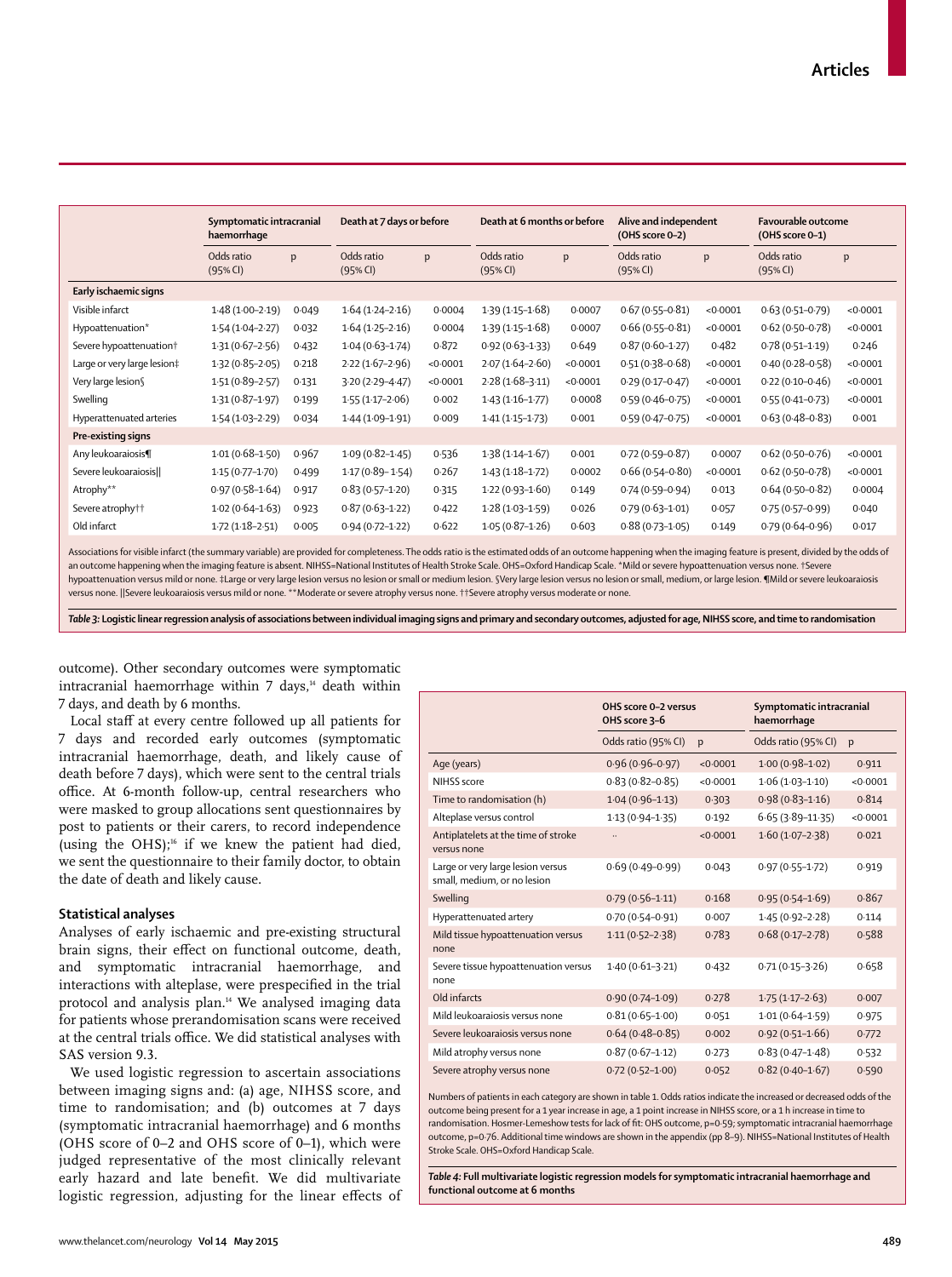| | Symptomatic intracranial haemorrhage | | Death at 7 days or before | | Death at 6 months or before | | Alive and independent (OHS score 0–2) | | Favourable outcome (OHS score 0–1) | |
|---|---|---|---|---|---|---|---|---|---|---|
| | Odds ratio (95% CI) | p | Odds ratio (95% CI) | p | Odds ratio (95% CI) | p | Odds ratio (95% CI) | p | Odds ratio (95% CI) | p |
| **Early ischaemic signs** | | | | | | | | | | |
| Visible infarct | 1·48 (1·00–2·19) | 0·049 | 1·64 (1·24–2·16) | 0·0004 | 1·39 (1·15–1·68) | 0·0007 | 0·67 (0·55–0·81) | <0·0001 | 0·63 (0·51–0·79) | <0·0001 |
| Hypoattenuation* | 1·54 (1·04–2·27) | 0·032 | 1·64 (1·25–2·16) | 0·0004 | 1·39 (1·15–1·68) | 0·0007 | 0·66 (0·55–0·81) | <0·0001 | 0·62 (0·50–0·78) | <0·0001 |
| Severe hypoattenuation† | 1·31 (0·67–2·56) | 0·432 | 1·04 (0·63–1·74) | 0·872 | 0·92 (0·63–1·33) | 0·649 | 0·87 (0·60–1·27) | 0·482 | 0·78 (0·51–1·19) | 0·246 |
| Large or very large lesion‡ | 1·32 (0·85–2·05) | 0·218 | 2·22 (1·67–2·96) | <0·0001 | 2·07 (1·64–2·60) | <0·0001 | 0·51 (0·38–0·68) | <0·0001 | 0·40 (0·28–0·58) | <0·0001 |
| Very large lesion§ | 1·51 (0·89–2·57) | 0·131 | 3·20 (2·29–4·47) | <0·0001 | 2·28 (1·68–3·11) | <0·0001 | 0·29 (0·17–0·47) | <0·0001 | 0·22 (0·10–0·46) | <0·0001 |
| Swelling | 1·31 (0·87–1·97) | 0·199 | 1·55 (1·17–2·06) | 0·002 | 1·43 (1·16–1·77) | 0·0008 | 0·59 (0·46–0·75) | <0·0001 | 0·55 (0·41–0·73) | <0·0001 |
| Hyperattenuated arteries | 1·54 (1·03–2·29) | 0·034 | 1·44 (1·09–1·91) | 0·009 | 1·41 (1·15–1·73) | 0·001 | 0·59 (0·47–0·75) | <0·0001 | 0·63 (0·48–0·83) | 0·001 |
| **Pre-existing signs** | | | | | | | | | | |
| Any leukoaraiosis¶ | 1·01 (0·68–1·50) | 0·967 | 1·09 (0·82–1·45) | 0·536 | 1·38 (1·14–1·67) | 0·001 | 0·72 (0·59–0·87) | 0·0007 | 0·62 (0·50–0·76) | <0·0001 |
| Severe leukoaraiosis‖ | 1·15 (0·77–1·70) | 0·499 | 1·17 (0·89–1·54) | 0·267 | 1·43 (1·18–1·72) | 0·0002 | 0·66 (0·54–0·80) | <0·0001 | 0·62 (0·50–0·78) | <0·0001 |
| Atrophy** | 0·97 (0·58–1·64) | 0·917 | 0·83 (0·57–1·20) | 0·315 | 1·22 (0·93–1·60) | 0·149 | 0·74 (0·59–0·94) | 0·013 | 0·64 (0·50–0·82) | 0·0004 |
| Severe atrophy†† | 1·02 (0·64–1·63) | 0·923 | 0·87 (0·63–1·22) | 0·422 | 1·28 (1·03–1·59) | 0·026 | 0·79 (0·63–1·01) | 0·057 | 0·75 (0·57–0·99) | 0·040 |
| Old infarct | 1·72 (1·18–2·51) | 0·005 | 0·94 (0·72–1·22) | 0·622 | 1·05 (0·87–1·26) | 0·603 | 0·88 (0·73–1·05) | 0·149 | 0·79 (0·64–0·96) | 0·017 |

Associations for visible infarct (the summary variable) are provided for completeness. The odds ratio is the estimated odds of an outcome happening when the imaging feature is present, divided by the odds of an outcome happening when the imaging feature is absent. NIHSS=National Institutes of Health Stroke Scale. OHS=Oxford Handicap Scale. *Mild or severe hypoattenuation versus none. †Severe hypoattenuation versus mild or none. ‡Large or very large lesion versus no lesion or small or medium lesion. §Very large lesion versus no lesion or small, medium, or large lesion. ¶Mild or severe leukoaraiosis versus none. ‖Severe leukoaraiosis versus mild or none. **Moderate or severe atrophy versus none. ††Severe atrophy versus moderate or none.

*Table 3:* **Logistic linear regression analysis of associations between individual imaging signs and primary and secondary outcomes, adjusted for age, NIHSS score, and time to randomisation**

outcome). Other secondary outcomes were symptomatic intracranial haemorrhage within 7 days,[14] death within 7 days, and death by 6 months.

Local staff at every centre followed up all patients for 7 days and recorded early outcomes (symptomatic intracranial haemorrhage, death, and likely cause of death before 7 days), which were sent to the central trials office. At 6-month follow-up, central researchers who were masked to group allocations sent questionnaires by post to patients or their carers, to record independence (using the OHS);[16] if we knew the patient had died, we sent the questionnaire to their family doctor, to obtain the date of death and likely cause.

## Statistical analyses

Analyses of early ischaemic and pre-existing structural brain signs, their effect on functional outcome, death, and symptomatic intracranial haemorrhage, and interactions with alteplase, were prespecified in the trial protocol and analysis plan.[14] We analysed imaging data for patients whose prerandomisation scans were received at the central trials office. We did statistical analyses with SAS version 9.3.

We used logistic regression to ascertain associations between imaging signs and: (a) age, NIHSS score, and time to randomisation; and (b) outcomes at 7 days (symptomatic intracranial haemorrhage) and 6 months (OHS score of 0–2 and OHS score of 0–1), which were judged representative of the most clinically relevant early hazard and late benefit. We did multivariate logistic regression, adjusting for the linear effects of

| | OHS score 0–2 versus OHS score 3–6 | | Symptomatic intracranial haemorrhage | |
|---|---|---|---|---|
| | Odds ratio (95% CI) | p | Odds ratio (95% CI) | p |
| Age (years) | 0·96 (0·96–0·97) | <0·0001 | 1·00 (0·98–1·02) | 0·911 |
| NIHSS score | 0·83 (0·82–0·85) | <0·0001 | 1·06 (1·03–1·10) | <0·0001 |
| Time to randomisation (h) | 1·04 (0·96–1·13) | 0·303 | 0·98 (0·83–1·16) | 0·814 |
| Alteplase versus control | 1·13 (0·94–1·35) | 0·192 | 6·65 (3·89–11·35) | <0·0001 |
| Antiplatelets at the time of stroke versus none | .. | <0·0001 | 1·60 (1·07–2·38) | 0·021 |
| Large or very large lesion versus small, medium, or no lesion | 0·69 (0·49–0·99) | 0·043 | 0·97 (0·55–1·72) | 0·919 |
| Swelling | 0·79 (0·56–1·11) | 0·168 | 0·95 (0·54–1·69) | 0·867 |
| Hyperattenuated artery | 0·70 (0·54–0·91) | 0·007 | 1·45 (0·92–2·28) | 0·114 |
| Mild tissue hypoattenuation versus none | 1·11 (0·52–2·38) | 0·783 | 0·68 (0·17–2·78) | 0·588 |
| Severe tissue hypoattenuation versus none | 1·40 (0·61–3·21) | 0·432 | 0·71 (0·15–3·26) | 0·658 |
| Old infarcts | 0·90 (0·74–1·09) | 0·278 | 1·75 (1·17–2·63) | 0·007 |
| Mild leukoaraiosis versus none | 0·81 (0·65–1·00) | 0·051 | 1·01 (0·64–1·59) | 0·975 |
| Severe leukoaraiosis versus none | 0·64 (0·48–0·85) | 0·002 | 0·92 (0·51–1·66) | 0·772 |
| Mild atrophy versus none | 0·87 (0·67–1·12) | 0·273 | 0·83 (0·47–1·48) | 0·532 |
| Severe atrophy versus none | 0·72 (0·52–1·00) | 0·052 | 0·82 (0·40–1·67) | 0·590 |

Numbers of patients in each category are shown in table 1. Odds ratios indicate the increased or decreased odds of the outcome being present for a 1 year increase in age, a 1 point increase in NIHSS score, or a 1 h increase in time to randomisation. Hosmer-Lemeshow tests for lack of fit: OHS outcome, p=0·59; symptomatic intracranial haemorrhage outcome, p=0·76. Additional time windows are shown in the appendix (pp 8–9). NIHSS=National Institutes of Health Stroke Scale. OHS=Oxford Handicap Scale.

*Table 4:* **Full multivariate logistic regression models for symptomatic intracranial haemorrhage and functional outcome at 6 months**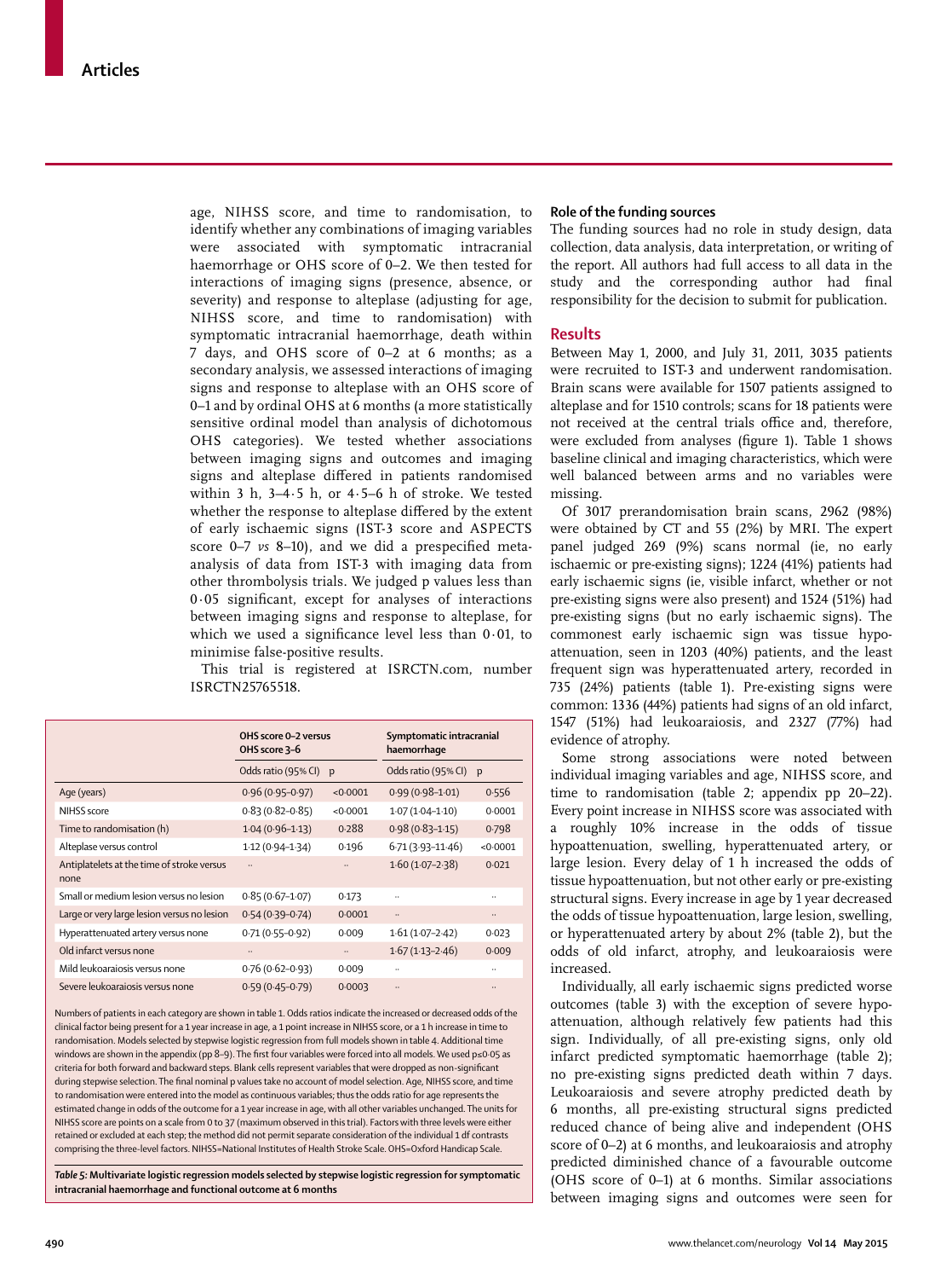age, NIHSS score, and time to randomisation, to identify whether any combinations of imaging variables were associated with symptomatic intracranial haemorrhage or OHS score of 0–2. We then tested for interactions of imaging signs (presence, absence, or severity) and response to alteplase (adjusting for age, NIHSS score, and time to randomisation) with symptomatic intracranial haemorrhage, death within 7 days, and OHS score of 0–2 at 6 months; as a secondary analysis, we assessed interactions of imaging signs and response to alteplase with an OHS score of 0–1 and by ordinal OHS at 6 months (a more statistically sensitive ordinal model than analysis of dichotomous OHS categories). We tested whether associations between imaging signs and outcomes and imaging signs and alteplase differed in patients randomised within 3 h, 3–4·5 h, or 4·5–6 h of stroke. We tested whether the response to alteplase differed by the extent of early ischaemic signs (IST-3 score and ASPECTS score 0–7 *vs* 8–10), and we did a prespecified meta-analysis of data from IST-3 with imaging data from other thrombolysis trials. We judged p values less than 0·05 significant, except for analyses of interactions between imaging signs and response to alteplase, for which we used a significance level less than 0·01, to minimise false-positive results.

This trial is registered at ISRCTN.com, number ISRCTN25765518.

| | OHS score 0–2 versus OHS score 3–6 | | Symptomatic intracranial haemorrhage | |
|---|---|---|---|---|
| | Odds ratio (95% CI) | p | Odds ratio (95% CI) | p |
| Age (years) | 0·96 (0·95–0·97) | <0·0001 | 0·99 (0·98–1·01) | 0·556 |
| NIHSS score | 0·83 (0·82–0·85) | <0·0001 | 1·07 (1·04–1·10) | 0·0001 |
| Time to randomisation (h) | 1·04 (0·96–1·13) | 0·288 | 0·98 (0·83–1·15) | 0·798 |
| Alteplase versus control | 1·12 (0·94–1·34) | 0·196 | 6·71 (3·93–11·46) | <0·0001 |
| Antiplatelets at the time of stroke versus none | .. | .. | 1·60 (1·07–2·38) | 0·021 |
| Small or medium lesion versus no lesion | 0·85 (0·67–1·07) | 0·173 | .. | .. |
| Large or very large lesion versus no lesion | 0·54 (0·39–0·74) | 0·0001 | .. | .. |
| Hyperattenuated artery versus none | 0·71 (0·55–0·92) | 0·009 | 1·61 (1·07–2·42) | 0·023 |
| Old infarct versus none | .. | .. | 1·67 (1·13–2·46) | 0·009 |
| Mild leukoaraiosis versus none | 0·76 (0·62–0·93) | 0·009 | .. | .. |
| Severe leukoaraiosis versus none | 0·59 (0·45–0·79) | 0·0003 | .. | .. |

Numbers of patients in each category are shown in table 1. Odds ratios indicate the increased or decreased odds of the clinical factor being present for a 1 year increase in age, a 1 point increase in NIHSS score, or a 1 h increase in time to randomisation. Models selected by stepwise logistic regression from full models shown in table 4. Additional time windows are shown in the appendix (pp 8–9). The first four variables were forced into all models. We used p≤0·05 as criteria for both forward and backward steps. Blank cells represent variables that were dropped as non-significant during stepwise selection. The final nominal p values take no account of model selection. Age, NIHSS score, and time to randomisation were entered into the model as continuous variables; thus the odds ratio for age represents the estimated change in odds of the outcome for a 1 year increase in age, with all other variables unchanged. The units for NIHSS score are points on a scale from 0 to 37 (maximum observed in this trial). Factors with three levels were either retained or excluded at each step; the method did not permit separate consideration of the individual 1 df contrasts comprising the three-level factors. NIHSS=National Institutes of Health Stroke Scale. OHS=Oxford Handicap Scale.

**Table 5: Multivariate logistic regression models selected by stepwise logistic regression for symptomatic intracranial haemorrhage and functional outcome at 6 months**

### Role of the funding sources

The funding sources had no role in study design, data collection, data analysis, data interpretation, or writing of the report. All authors had full access to all data in the study and the corresponding author had final responsibility for the decision to submit for publication.

## Results

Between May 1, 2000, and July 31, 2011, 3035 patients were recruited to IST-3 and underwent randomisation. Brain scans were available for 1507 patients assigned to alteplase and for 1510 controls; scans for 18 patients were not received at the central trials office and, therefore, were excluded from analyses (figure 1). Table 1 shows baseline clinical and imaging characteristics, which were well balanced between arms and no variables were missing.

Of 3017 prerandomisation brain scans, 2962 (98%) were obtained by CT and 55 (2%) by MRI. The expert panel judged 269 (9%) scans normal (ie, no early ischaemic or pre-existing signs); 1224 (41%) patients had early ischaemic signs (ie, visible infarct, whether or not pre-existing signs were also present) and 1524 (51%) had pre-existing signs (but no early ischaemic signs). The commonest early ischaemic sign was tissue hypoattenuation, seen in 1203 (40%) patients, and the least frequent sign was hyperattenuated artery, recorded in 735 (24%) patients (table 1). Pre-existing signs were common: 1336 (44%) patients had signs of an old infarct, 1547 (51%) had leukoaraiosis, and 2327 (77%) had evidence of atrophy.

Some strong associations were noted between individual imaging variables and age, NIHSS score, and time to randomisation (table 2; appendix pp 20–22). Every point increase in NIHSS score was associated with a roughly 10% increase in the odds of tissue hypoattenuation, swelling, hyperattenuated artery, or large lesion. Every delay of 1 h increased the odds of tissue hypoattenuation, but not other early or pre-existing structural signs. Every increase in age by 1 year decreased the odds of tissue hypoattenuation, large lesion, swelling, or hyperattenuated artery by about 2% (table 2), but the odds of old infarct, atrophy, and leukoaraiosis were increased.

Individually, all early ischaemic signs predicted worse outcomes (table 3) with the exception of severe hypoattenuation, although relatively few patients had this sign. Individually, of all pre-existing signs, only old infarct predicted symptomatic haemorrhage (table 2); no pre-existing signs predicted death within 7 days. Leukoaraiosis and severe atrophy predicted death by 6 months, all pre-existing structural signs predicted reduced chance of being alive and independent (OHS score of 0–2) at 6 months, and leukoaraiosis and atrophy predicted diminished chance of a favourable outcome (OHS score of 0–1) at 6 months. Similar associations between imaging signs and outcomes were seen for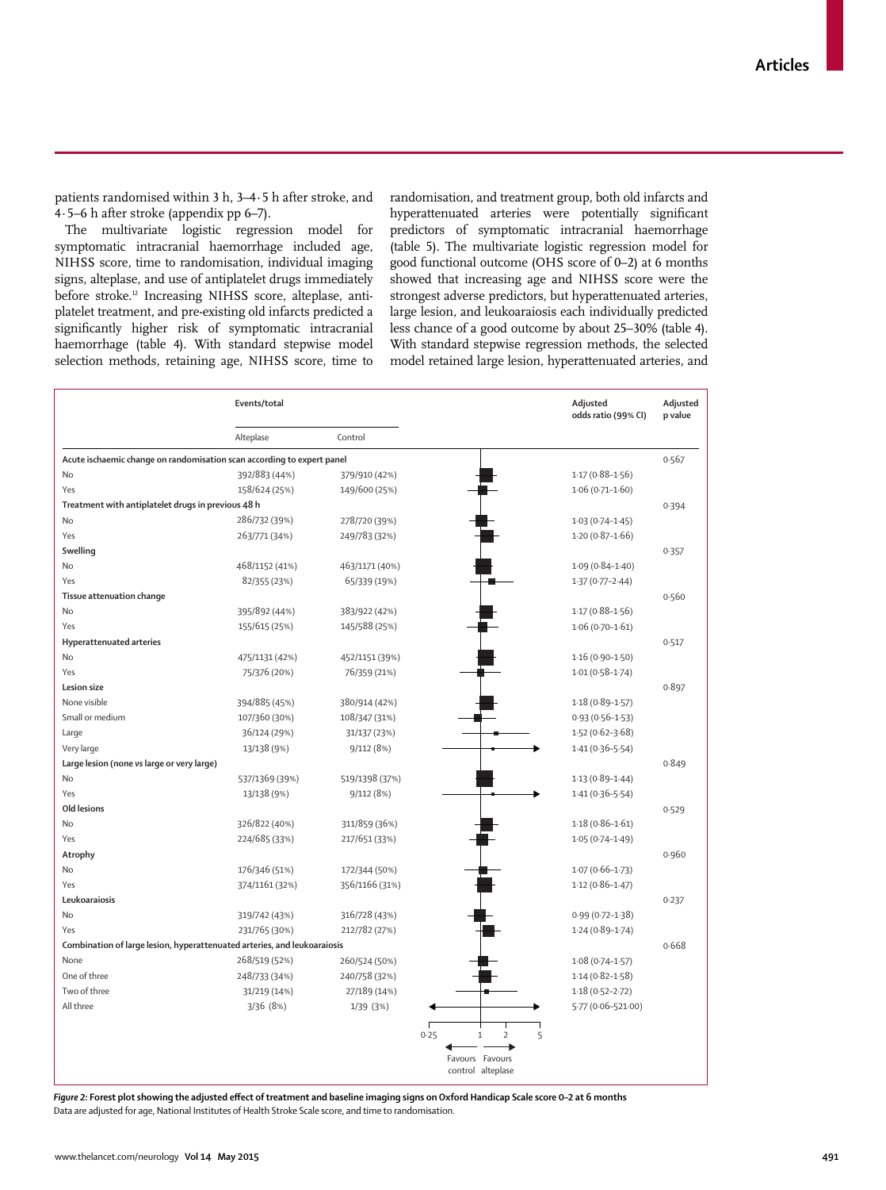patients randomised within 3 h, 3–4·5 h after stroke, and 4·5–6 h after stroke (appendix pp 6–7).

The multivariate logistic regression model for symptomatic intracranial haemorrhage included age, NIHSS score, time to randomisation, individual imaging signs, alteplase, and use of antiplatelet drugs immediately before stroke.[12] Increasing NIHSS score, alteplase, antiplatelet treatment, and pre-existing old infarcts predicted a significantly higher risk of symptomatic intracranial haemorrhage (table 4). With standard stepwise model selection methods, retaining age, NIHSS score, time to randomisation, and treatment group, both old infarcts and hyperattenuated arteries were potentially significant predictors of symptomatic intracranial haemorrhage (table 5). The multivariate logistic regression model for good functional outcome (OHS score of 0–2) at 6 months showed that increasing age and NIHSS score were the strongest adverse predictors, but hyperattenuated arteries, large lesion, and leukoaraiosis each individually predicted less chance of a good outcome by about 25–30% (table 4). With standard stepwise regression methods, the selected model retained large lesion, hyperattenuated arteries, and

| | Events/total: Alteplase | Events/total: Control | Adjusted odds ratio (99% CI) | Adjusted p value |
|---|---|---|---|---|
| **Acute ischaemic change on randomisation scan according to expert panel** | | | | 0·567 |
| No | 392/883 (44%) | 379/910 (42%) | 1·17 (0·88–1·56) | |
| Yes | 158/624 (25%) | 149/600 (25%) | 1·06 (0·71–1·60) | |
| **Treatment with antiplatelet drugs in previous 48 h** | | | | 0·394 |
| No | 286/732 (39%) | 278/720 (39%) | 1·03 (0·74–1·45) | |
| Yes | 263/771 (34%) | 249/783 (32%) | 1·20 (0·87–1·66) | |
| **Swelling** | | | | 0·357 |
| No | 468/1152 (41%) | 463/1171 (40%) | 1·09 (0·84–1·40) | |
| Yes | 82/355 (23%) | 65/339 (19%) | 1·37 (0·77–2·44) | |
| **Tissue attenuation change** | | | | 0·560 |
| No | 395/892 (44%) | 383/922 (42%) | 1·17 (0·88–1·56) | |
| Yes | 155/615 (25%) | 145/588 (25%) | 1·06 (0·70–1·61) | |
| **Hyperattenuated arteries** | | | | 0·517 |
| No | 475/1131 (42%) | 452/1151 (39%) | 1·16 (0·90–1·50) | |
| Yes | 75/376 (20%) | 76/359 (21%) | 1·01 (0·58–1·74) | |
| **Lesion size** | | | | 0·897 |
| None visible | 394/885 (45%) | 380/914 (42%) | 1·18 (0·89–1·57) | |
| Small or medium | 107/360 (30%) | 108/347 (31%) | 0·93 (0·56–1·53) | |
| Large | 36/124 (29%) | 31/137 (23%) | 1·52 (0·62–3·68) | |
| Very large | 13/138 (9%) | 9/112 (8%) | 1·41 (0·36–5·54) | |
| **Large lesion (none vs large or very large)** | | | | 0·849 |
| No | 537/1369 (39%) | 519/1398 (37%) | 1·13 (0·89–1·44) | |
| Yes | 13/138 (9%) | 9/112 (8%) | 1·41 (0·36–5·54) | |
| **Old lesions** | | | | 0·529 |
| No | 326/822 (40%) | 311/859 (36%) | 1·18 (0·86–1·61) | |
| Yes | 224/685 (33%) | 217/651 (33%) | 1·05 (0·74–1·49) | |
| **Atrophy** | | | | 0·960 |
| No | 176/346 (51%) | 172/344 (50%) | 1·07 (0·66–1·73) | |
| Yes | 374/1161 (32%) | 356/1166 (31%) | 1·12 (0·86–1·47) | |
| **Leukoaraiosis** | | | | 0·237 |
| No | 319/742 (43%) | 316/728 (43%) | 0·99 (0·72–1·38) | |
| Yes | 231/765 (30%) | 212/782 (27%) | 1·24 (0·89–1·74) | |
| **Combination of large lesion, hyperattenuated arteries, and leukoaraiosis** | | | | 0·668 |
| None | 268/519 (52%) | 260/524 (50%) | 1·08 (0·74–1·57) | |
| One of three | 248/733 (34%) | 240/758 (32%) | 1·14 (0·82–1·58) | |
| Two of three | 31/219 (14%) | 27/189 (14%) | 1·18 (0·52–2·72) | |
| All three | 3/36 (8%) | 1/39 (3%) | 5·77 (0·06–521·00) | |

*Figure 2:* **Forest plot showing the adjusted effect of treatment and baseline imaging signs on Oxford Handicap Scale score 0–2 at 6 months**
Data are adjusted for age, National Institutes of Health Stroke Scale score, and time to randomisation.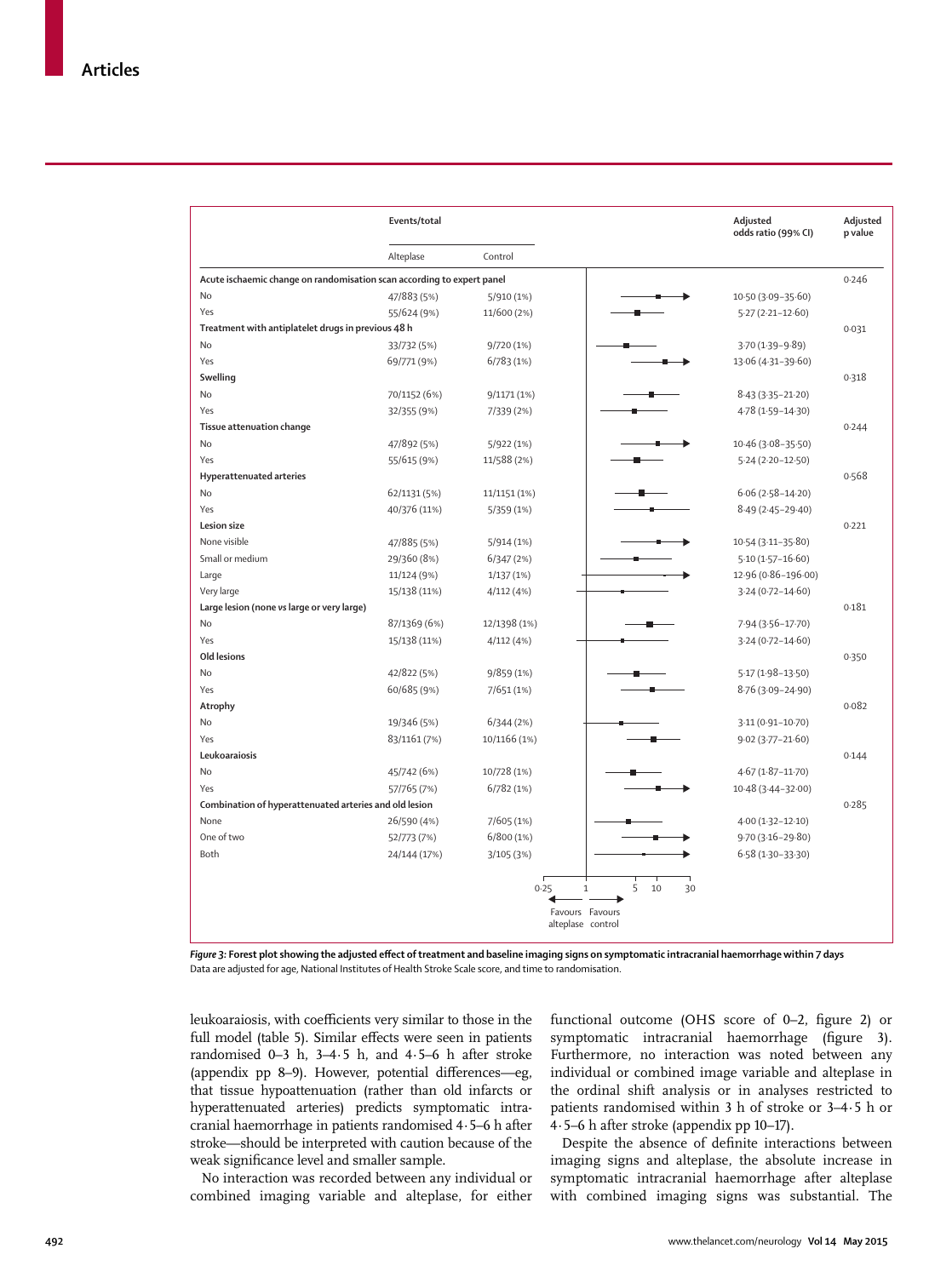| | Events/total | | Adjusted odds ratio (99% CI) | Adjusted p value |
|---|---|---|---|---|
| | Alteplase | Control | | |
| **Acute ischaemic change on randomisation scan according to expert panel** | | | | 0·246 |
| No | 47/883 (5%) | 5/910 (1%) | 10·50 (3·09–35·60) | |
| Yes | 55/624 (9%) | 11/600 (2%) | 5·27 (2·21–12·60) | |
| **Treatment with antiplatelet drugs in previous 48 h** | | | | 0·031 |
| No | 33/732 (5%) | 9/720 (1%) | 3·70 (1·39–9·89) | |
| Yes | 69/771 (9%) | 6/783 (1%) | 13·06 (4·31–39·60) | |
| **Swelling** | | | | 0·318 |
| No | 70/1152 (6%) | 9/1171 (1%) | 8·43 (3·35–21·20) | |
| Yes | 32/355 (9%) | 7/339 (2%) | 4·78 (1·59–14·30) | |
| **Tissue attenuation change** | | | | 0·244 |
| No | 47/892 (5%) | 5/922 (1%) | 10·46 (3·08–35·50) | |
| Yes | 55/615 (9%) | 11/588 (2%) | 5·24 (2·20–12·50) | |
| **Hyperattenuated arteries** | | | | 0·568 |
| No | 62/1131 (5%) | 11/1151 (1%) | 6·06 (2·58–14·20) | |
| Yes | 40/376 (11%) | 5/359 (1%) | 8·49 (2·45–29·40) | |
| **Lesion size** | | | | 0·221 |
| None visible | 47/885 (5%) | 5/914 (1%) | 10·54 (3·11–35·80) | |
| Small or medium | 29/360 (8%) | 6/347 (2%) | 5·10 (1·57–16·60) | |
| Large | 11/124 (9%) | 1/137 (1%) | 12·96 (0·86–196·00) | |
| Very large | 15/138 (11%) | 4/112 (4%) | 3·24 (0·72–14·60) | |
| **Large lesion (none *vs* large or very large)** | | | | 0·181 |
| No | 87/1369 (6%) | 12/1398 (1%) | 7·94 (3·56–17·70) | |
| Yes | 15/138 (11%) | 4/112 (4%) | 3·24 (0·72–14·60) | |
| **Old lesions** | | | | 0·350 |
| No | 42/822 (5%) | 9/859 (1%) | 5·17 (1·98–13·50) | |
| Yes | 60/685 (9%) | 7/651 (1%) | 8·76 (3·09–24·90) | |
| **Atrophy** | | | | 0·082 |
| No | 19/346 (5%) | 6/344 (2%) | 3·11 (0·91–10·70) | |
| Yes | 83/1161 (7%) | 10/1166 (1%) | 9·02 (3·77–21·60) | |
| **Leukoaraiosis** | | | | 0·144 |
| No | 45/742 (6%) | 10/728 (1%) | 4·67 (1·87–11·70) | |
| Yes | 57/765 (7%) | 6/782 (1%) | 10·48 (3·44–32·00) | |
| **Combination of hyperattenuated arteries and old lesion** | | | | 0·285 |
| None | 26/590 (4%) | 7/605 (1%) | 4·00 (1·32–12·10) | |
| One of two | 52/773 (7%) | 6/800 (1%) | 9·70 (3·16–29·80) | |
| Both | 24/144 (17%) | 3/105 (3%) | 6·58 (1·30–33·30) | |

Axis: 0·25, 1, 5, 10, 30 — Favours alteplase ← → Favours control

***Figure 3:*** **Forest plot showing the adjusted effect of treatment and baseline imaging signs on symptomatic intracranial haemorrhage within 7 days**
Data are adjusted for age, National Institutes of Health Stroke Scale score, and time to randomisation.

leukoaraiosis, with coefficients very similar to those in the full model (table 5). Similar effects were seen in patients randomised 0–3 h, 3–4·5 h, and 4·5–6 h after stroke (appendix pp 8–9). However, potential differences—eg, that tissue hypoattenuation (rather than old infarcts or hyperattenuated arteries) predicts symptomatic intracranial haemorrhage in patients randomised 4·5–6 h after stroke—should be interpreted with caution because of the weak significance level and smaller sample.

No interaction was recorded between any individual or combined imaging variable and alteplase, for either functional outcome (OHS score of 0–2, figure 2) or symptomatic intracranial haemorrhage (figure 3). Furthermore, no interaction was noted between any individual or combined image variable and alteplase in the ordinal shift analysis or in analyses restricted to patients randomised within 3 h of stroke or 3–4·5 h or 4·5–6 h after stroke (appendix pp 10–17).

Despite the absence of definite interactions between imaging signs and alteplase, the absolute increase in symptomatic intracranial haemorrhage after alteplase with combined imaging signs was substantial. The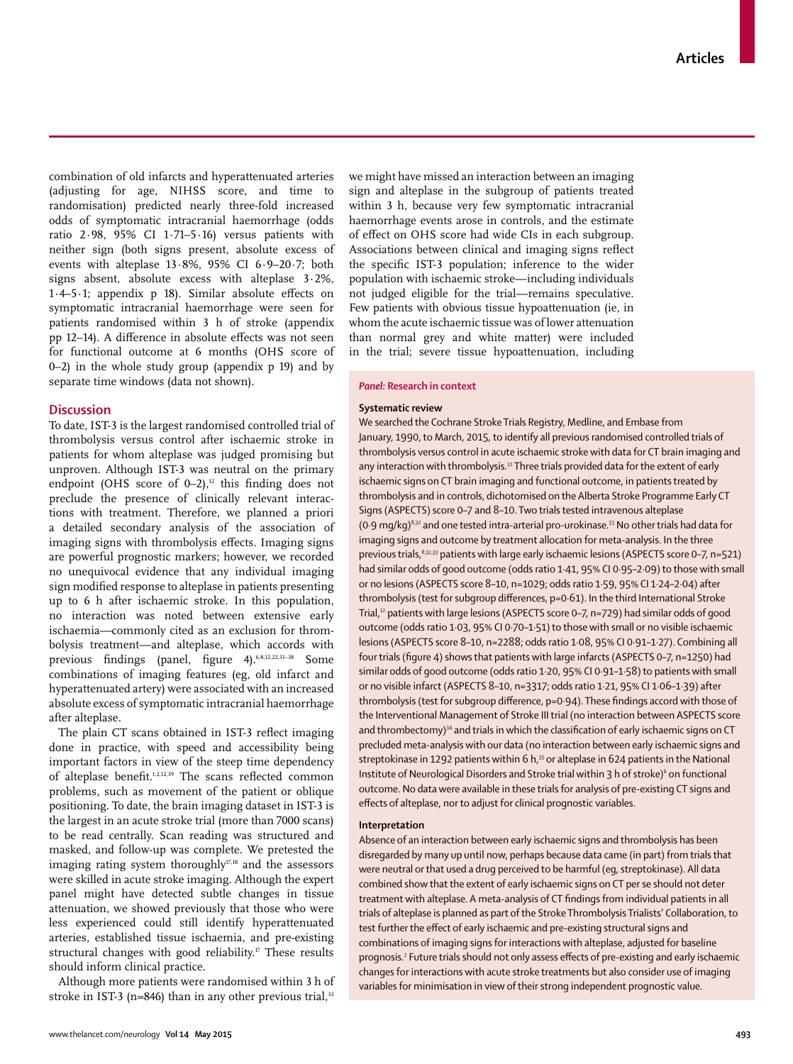combination of old infarcts and hyperattenuated arteries (adjusting for age, NIHSS score, and time to randomisation) predicted nearly three-fold increased odds of symptomatic intracranial haemorrhage (odds ratio 2·98, 95% CI 1·71–5·16) versus patients with neither sign (both signs present, absolute excess of events with alteplase 13·8%, 95% CI 6·9–20·7; both signs absent, absolute excess with alteplase 3·2%, 1·4–5·1; appendix p 18). Similar absolute effects on symptomatic intracranial haemorrhage were seen for patients randomised within 3 h of stroke (appendix pp 12–14). A difference in absolute effects was not seen for functional outcome at 6 months (OHS score of 0–2) in the whole study group (appendix p 19) and by separate time windows (data not shown).

## Discussion

To date, IST-3 is the largest randomised controlled trial of thrombolysis versus control after ischaemic stroke in patients for whom alteplase was judged promising but unproven. Although IST-3 was neutral on the primary endpoint (OHS score of 0–2),[12] this finding does not preclude the presence of clinically relevant interactions with treatment. Therefore, we planned a priori a detailed secondary analysis of the association of imaging signs with thrombolysis effects. Imaging signs are powerful prognostic markers; however, we recorded no unequivocal evidence that any individual imaging sign modified response to alteplase in patients presenting up to 6 h after ischaemic stroke. In this population, no interaction was noted between extensive early ischaemia—commonly cited as an exclusion for thrombolysis treatment—and alteplase, which accords with previous findings (panel, figure 4).[6,8,12,22,31–38] Some combinations of imaging features (eg, old infarct and hyperattenuated artery) were associated with an increased absolute excess of symptomatic intracranial haemorrhage after alteplase.

The plain CT scans obtained in IST-3 reflect imaging done in practice, with speed and accessibility being important factors in view of the steep time dependency of alteplase benefit.[1,2,12,39] The scans reflected common problems, such as movement of the patient or oblique positioning. To date, the brain imaging dataset in IST-3 is the largest in an acute stroke trial (more than 7000 scans) to be read centrally. Scan reading was structured and masked, and follow-up was complete. We pretested the imaging rating system thoroughly[17,18] and the assessors were skilled in acute stroke imaging. Although the expert panel might have detected subtle changes in tissue attenuation, we showed previously that those who were less experienced could still identify hyperattenuated arteries, established tissue ischaemia, and pre-existing structural changes with good reliability.[17] These results should inform clinical practice.

Although more patients were randomised within 3 h of stroke in IST-3 (n=846) than in any other previous trial,[32] we might have missed an interaction between an imaging sign and alteplase in the subgroup of patients treated within 3 h, because very few symptomatic intracranial haemorrhage events arose in controls, and the estimate of effect on OHS score had wide CIs in each subgroup. Associations between clinical and imaging signs reflect the specific IST-3 population; inference to the wider population with ischaemic stroke—including individuals not judged eligible for the trial—remains speculative. Few patients with obvious tissue hypoattenuation (ie, in whom the acute ischaemic tissue was of lower attenuation than normal grey and white matter) were included in the trial; severe tissue hypoattenuation, including

### *Panel:* Research in context

**Systematic review**

We searched the Cochrane Stroke Trials Registry, Medline, and Embase from January, 1990, to March, 2015, to identify all previous randomised controlled trials of thrombolysis versus control in acute ischaemic stroke with data for CT brain imaging and any interaction with thrombolysis.[31] Three trials provided data for the extent of early ischaemic signs on CT brain imaging and functional outcome, in patients treated by thrombolysis and in controls, dichotomised on the Alberta Stroke Programme Early CT Signs (ASPECTS) score 0–7 and 8–10. Two trials tested intravenous alteplase (0·9 mg/kg)[8,32] and one tested intra-arterial pro-urokinase.[33] No other trials had data for imaging signs and outcome by treatment allocation for meta-analysis. In the three previous trials,[8,32,33] patients with large early ischaemic lesions (ASPECTS score 0–7, n=521) had similar odds of good outcome (odds ratio 1·41, 95% CI 0·95–2·09) to those with small or no lesions (ASPECTS score 8–10, n=1029; odds ratio 1·59, 95% CI 1·24–2·04) after thrombolysis (test for subgroup differences, p=0·61). In the third International Stroke Trial,[12] patients with large lesions (ASPECTS score 0–7, n=729) had similar odds of good outcome (odds ratio 1·03, 95% CI 0·70–1·51) to those with small or no visible ischaemic lesions (ASPECTS score 8–10, n=2288; odds ratio 1·08, 95% CI 0·91–1·27). Combining all four trials (figure 4) shows that patients with large infarcts (ASPECTS 0–7, n=1250) had similar odds of good outcome (odds ratio 1·20, 95% CI 0·91–1·58) to patients with small or no visible infarct (ASPECTS 8–10, n=3317; odds ratio 1·21, 95% CI 1·06–1·39) after thrombolysis (test for subgroup difference, p=0·94). These findings accord with those of the Interventional Management of Stroke III trial (no interaction between ASPECTS score and thrombectomy)[34] and trials in which the classification of early ischaemic signs on CT precluded meta-analysis with our data (no interaction between early ischaemic signs and streptokinase in 1292 patients within 6 h,[35] or alteplase in 624 patients in the National Institute of Neurological Disorders and Stroke trial within 3 h of stroke)[6] on functional outcome. No data were available in these trials for analysis of pre-existing CT signs and effects of alteplase, nor to adjust for clinical prognostic variables.

**Interpretation**

Absence of an interaction between early ischaemic signs and thrombolysis has been disregarded by many up until now, perhaps because data came (in part) from trials that were neutral or that used a drug perceived to be harmful (eg, streptokinase). All data combined show that the extent of early ischaemic signs on CT per se should not deter treatment with alteplase. A meta-analysis of CT findings from individual patients in all trials of alteplase is planned as part of the Stroke Thrombolysis Trialists' Collaboration, to test further the effect of early ischaemic and pre-existing structural signs and combinations of imaging signs for interactions with alteplase, adjusted for baseline prognosis.[2] Future trials should not only assess effects of pre-existing and early ischaemic changes for interactions with acute stroke treatments but also consider use of imaging variables for minimisation in view of their strong independent prognostic value.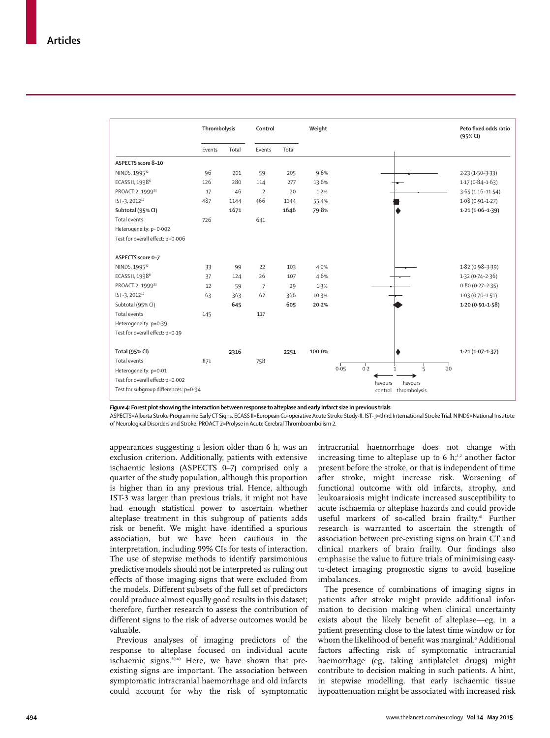| | Thrombolysis | | Control | | Weight | Peto fixed odds ratio (95% CI) |
|---|---|---|---|---|---|---|
| | Events | Total | Events | Total | | |
| **ASPECTS score 8–10** | | | | | | |
| NINDS, 1995[32] | 96 | 201 | 59 | 205 | 9·6% | 2·23 (1·50–3·33) |
| ECASS II, 1998[8] | 126 | 280 | 114 | 277 | 13·6% | 1·17 (0·84–1·63) |
| PROACT 2, 1999[33] | 17 | 46 | 2 | 20 | 1·2% | 3·65 (1·16–11·54) |
| IST-3, 2012[12] | 487 | 1144 | 466 | 1144 | 55·4% | 1·08 (0·91–1·27) |
| **Subtotal (95% CI)** | | **1671** | | **1646** | **79·8%** | **1·21 (1·06–1·39)** |
| Total events | 726 | | 641 | | | |
| Heterogeneity: p=0·002 | | | | | | |
| Test for overall effect: p=0·006 | | | | | | |
| **ASPECTS score 0–7** | | | | | | |
| NINDS, 1995[32] | 33 | 99 | 22 | 103 | 4·0% | 1·82 (0·98–3·39) |
| ECASS II, 1998[8] | 37 | 124 | 26 | 107 | 4·6% | 1·32 (0·74–2·36) |
| PROACT 2, 1999[33] | 12 | 59 | 7 | 29 | 1·3% | 0·80 (0·27–2·35) |
| IST-3, 2012[12] | 63 | 363 | 62 | 366 | 10·3% | 1·03 (0·70–1·51) |
| Subtotal (95% CI) | | **645** | | **605** | **20·2%** | **1·20 (0·91–1·58)** |
| Total events | 145 | | 117 | | | |
| Heterogeneity: p=0·39 | | | | | | |
| Test for overall effect: p=0·19 | | | | | | |
| **Total (95% CI)** | | **2316** | | **2251** | **100·0%** | **1·21 (1·07–1·37)** |
| Total events | 871 | | 758 | | | |
| Heterogeneity: p=0·01 | | | | | | |
| Test for overall effect: p=0·002 | | | | | | |
| Test for subgroup differences: p=0·94 | | | | | | |

*Figure 4:* **Forest plot showing the interaction between response to alteplase and early infarct size in previous trials**

ASPECTS=Alberta Stroke Programme Early CT Signs. ECASS II=European Co-operative Acute Stroke Study-II. IST-3=third International Stroke Trial. NINDS=National Institute of Neurological Disorders and Stroke. PROACT 2=Prolyse in Acute Cerebral Thromboembolism 2.

appearances suggesting a lesion older than 6 h, was an exclusion criterion. Additionally, patients with extensive ischaemic lesions (ASPECTS 0–7) comprised only a quarter of the study population, although this proportion is higher than in any previous trial. Hence, although IST-3 was larger than previous trials, it might not have had enough statistical power to ascertain whether alteplase treatment in this subgroup of patients adds risk or benefit. We might have identified a spurious association, but we have been cautious in the interpretation, including 99% CIs for tests of interaction. The use of stepwise methods to identify parsimonious predictive models should not be interpreted as ruling out effects of those imaging signs that were excluded from the models. Different subsets of the full set of predictors could produce almost equally good results in this dataset; therefore, further research to assess the contribution of different signs to the risk of adverse outcomes would be valuable.

Previous analyses of imaging predictors of the response to alteplase focused on individual acute ischaemic signs.[20,40] Here, we have shown that pre-existing signs are important. The association between symptomatic intracranial haemorrhage and old infarcts could account for why the risk of symptomatic intracranial haemorrhage does not change with increasing time to alteplase up to 6 h;[1,2] another factor present before the stroke, or that is independent of time after stroke, might increase risk. Worsening of functional outcome with old infarcts, atrophy, and leukoaraiosis might indicate increased susceptibility to acute ischaemia or alteplase hazards and could provide useful markers of so-called brain frailty.[41] Further research is warranted to ascertain the strength of association between pre-existing signs on brain CT and clinical markers of brain frailty. Our findings also emphasise the value to future trials of minimising easy-to-detect imaging prognostic signs to avoid baseline imbalances.

The presence of combinations of imaging signs in patients after stroke might provide additional information to decision making when clinical uncertainty exists about the likely benefit of alteplase—eg, in a patient presenting close to the latest time window or for whom the likelihood of benefit was marginal.[2] Additional factors affecting risk of symptomatic intracranial haemorrhage (eg, taking antiplatelet drugs) might contribute to decision making in such patients. A hint, in stepwise modelling, that early ischaemic tissue hypoattenuation might be associated with increased risk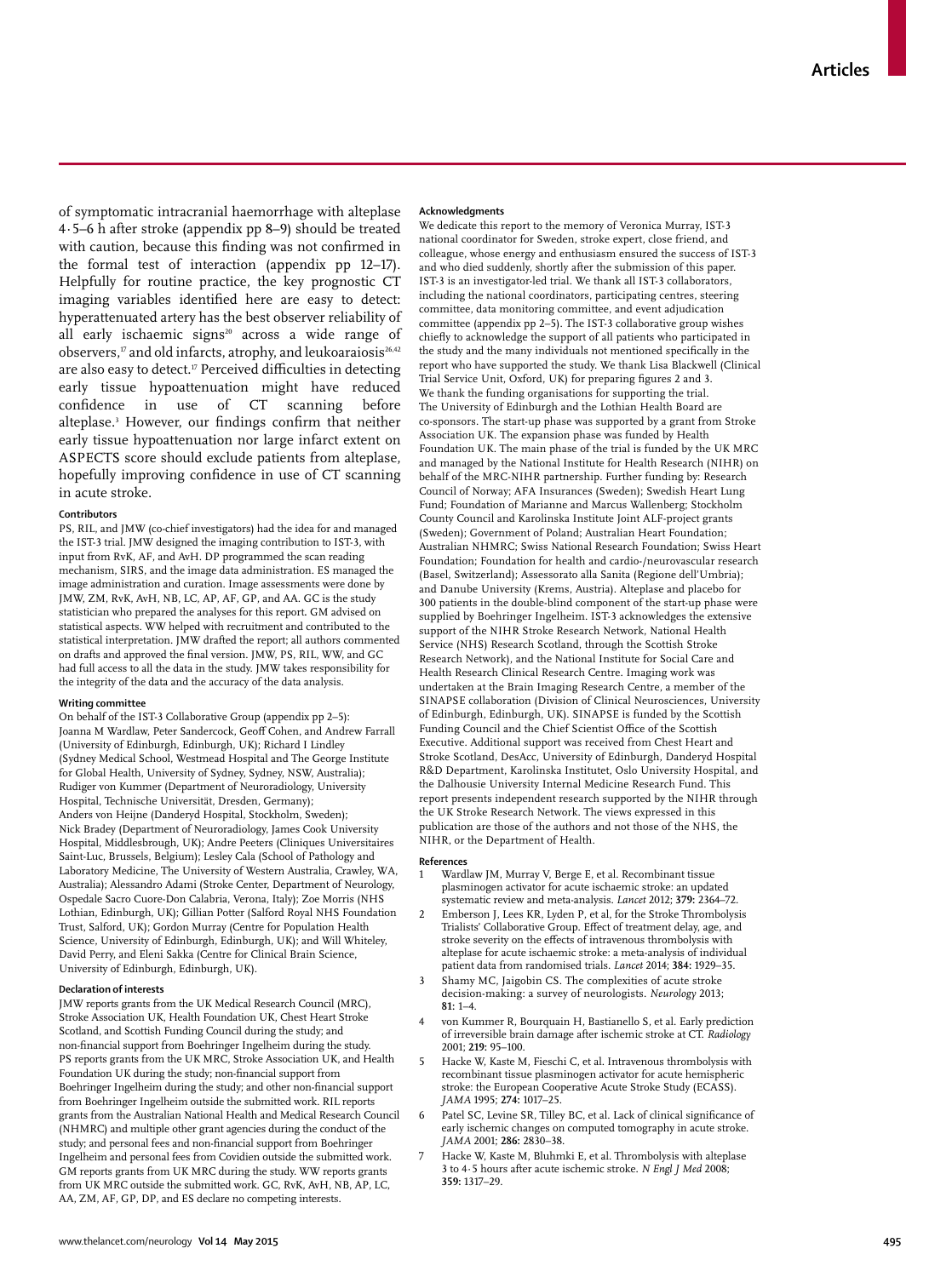of symptomatic intracranial haemorrhage with alteplase 4·5–6 h after stroke (appendix pp 8–9) should be treated with caution, because this finding was not confirmed in the formal test of interaction (appendix pp 12–17). Helpfully for routine practice, the key prognostic CT imaging variables identified here are easy to detect: hyperattenuated artery has the best observer reliability of all early ischaemic signs[20] across a wide range of observers,[17] and old infarcts, atrophy, and leukoaraiosis[26,42] are also easy to detect.[17] Perceived difficulties in detecting early tissue hypoattenuation might have reduced confidence in use of CT scanning before alteplase.[3] However, our findings confirm that neither early tissue hypoattenuation nor large infarct extent on ASPECTS score should exclude patients from alteplase, hopefully improving confidence in use of CT scanning in acute stroke.

#### Contributors

PS, RIL, and JMW (co-chief investigators) had the idea for and managed the IST-3 trial. JMW designed the imaging contribution to IST-3, with input from RvK, AF, and AvH. DP programmed the scan reading mechanism, SIRS, and the image data administration. ES managed the image administration and curation. Image assessments were done by JMW, ZM, RvK, AvH, NB, LC, AP, AF, GP, and AA. GC is the study statistician who prepared the analyses for this report. GM advised on statistical aspects. WW helped with recruitment and contributed to the statistical interpretation. JMW drafted the report; all authors commented on drafts and approved the final version. JMW, PS, RIL, WW, and GC had full access to all the data in the study. JMW takes responsibility for the integrity of the data and the accuracy of the data analysis.

#### Writing committee

On behalf of the IST-3 Collaborative Group (appendix pp 2–5): Joanna M Wardlaw, Peter Sandercock, Geoff Cohen, and Andrew Farrall (University of Edinburgh, Edinburgh, UK); Richard I Lindley (Sydney Medical School, Westmead Hospital and The George Institute for Global Health, University of Sydney, Sydney, NSW, Australia); Rudiger von Kummer (Department of Neuroradiology, University Hospital, Technische Universität, Dresden, Germany); Anders von Heijne (Danderyd Hospital, Stockholm, Sweden); Nick Bradey (Department of Neuroradiology, James Cook University Hospital, Middlesbrough, UK); Andre Peeters (Cliniques Universitaires Saint-Luc, Brussels, Belgium); Lesley Cala (School of Pathology and Laboratory Medicine, The University of Western Australia, Crawley, WA, Australia); Alessandro Adami (Stroke Center, Department of Neurology, Ospedale Sacro Cuore-Don Calabria, Verona, Italy); Zoe Morris (NHS Lothian, Edinburgh, UK); Gillian Potter (Salford Royal NHS Foundation Trust, Salford, UK); Gordon Murray (Centre for Population Health Science, University of Edinburgh, Edinburgh, UK); and Will Whiteley, David Perry, and Eleni Sakka (Centre for Clinical Brain Science, University of Edinburgh, Edinburgh, UK).

#### Declaration of interests

JMW reports grants from the UK Medical Research Council (MRC), Stroke Association UK, Health Foundation UK, Chest Heart Stroke Scotland, and Scottish Funding Council during the study; and non-financial support from Boehringer Ingelheim during the study. PS reports grants from the UK MRC, Stroke Association UK, and Health Foundation UK during the study; non-financial support from Boehringer Ingelheim during the study; and other non-financial support from Boehringer Ingelheim outside the submitted work. RIL reports grants from the Australian National Health and Medical Research Council (NHMRC) and multiple other grant agencies during the conduct of the study; and personal fees and non-financial support from Boehringer Ingelheim and personal fees from Covidien outside the submitted work. GM reports grants from UK MRC during the study. WW reports grants from UK MRC outside the submitted work. GC, RvK, AvH, NB, AP, LC, AA, ZM, AF, GP, DP, and ES declare no competing interests.

#### Acknowledgments

We dedicate this report to the memory of Veronica Murray, IST-3 national coordinator for Sweden, stroke expert, close friend, and colleague, whose energy and enthusiasm ensured the success of IST-3 and who died suddenly, shortly after the submission of this paper. IST-3 is an investigator-led trial. We thank all IST-3 collaborators, including the national coordinators, participating centres, steering committee, data monitoring committee, and event adjudication committee (appendix pp 2–5). The IST-3 collaborative group wishes chiefly to acknowledge the support of all patients who participated in the study and the many individuals not mentioned specifically in the report who have supported the study. We thank Lisa Blackwell (Clinical Trial Service Unit, Oxford, UK) for preparing figures 2 and 3. We thank the funding organisations for supporting the trial. The University of Edinburgh and the Lothian Health Board are co-sponsors. The start-up phase was supported by a grant from Stroke Association UK. The expansion phase was funded by Health Foundation UK. The main phase of the trial is funded by the UK MRC and managed by the National Institute for Health Research (NIHR) on behalf of the MRC-NIHR partnership. Further funding by: Research Council of Norway; AFA Insurances (Sweden); Swedish Heart Lung Fund; Foundation of Marianne and Marcus Wallenberg; Stockholm County Council and Karolinska Institute Joint ALF-project grants (Sweden); Government of Poland; Australian Heart Foundation; Australian NHMRC; Swiss National Research Foundation; Swiss Heart Foundation; Foundation for health and cardio-/neurovascular research (Basel, Switzerland); Assessorato alla Sanita (Regione dell'Umbria); and Danube University (Krems, Austria). Alteplase and placebo for 300 patients in the double-blind component of the start-up phase were supplied by Boehringer Ingelheim. IST-3 acknowledges the extensive support of the NIHR Stroke Research Network, National Health Service (NHS) Research Scotland, through the Scottish Stroke Research Network), and the National Institute for Social Care and Health Research Clinical Research Centre. Imaging work was undertaken at the Brain Imaging Research Centre, a member of the SINAPSE collaboration (Division of Clinical Neurosciences, University of Edinburgh, Edinburgh, UK). SINAPSE is funded by the Scottish Funding Council and the Chief Scientist Office of the Scottish Executive. Additional support was received from Chest Heart and Stroke Scotland, DesAcc, University of Edinburgh, Danderyd Hospital R&D Department, Karolinska Institutet, Oslo University Hospital, and the Dalhousie University Internal Medicine Research Fund. This report presents independent research supported by the NIHR through the UK Stroke Research Network. The views expressed in this publication are those of the authors and not those of the NHS, the NIHR, or the Department of Health.

#### References

1. Wardlaw JM, Murray V, Berge E, et al. Recombinant tissue plasminogen activator for acute ischaemic stroke: an updated systematic review and meta-analysis. *Lancet* 2012; **379:** 2364–72.
2. Emberson J, Lees KR, Lyden P, et al, for the Stroke Thrombolysis Trialists' Collaborative Group. Effect of treatment delay, age, and stroke severity on the effects of intravenous thrombolysis with alteplase for acute ischaemic stroke: a meta-analysis of individual patient data from randomised trials. *Lancet* 2014; **384:** 1929–35.
3. Shamy MC, Jaigobin CS. The complexities of acute stroke decision-making: a survey of neurologists. *Neurology* 2013; **81:** 1–4.
4. von Kummer R, Bourquain H, Bastianello S, et al. Early prediction of irreversible brain damage after ischemic stroke at CT. *Radiology* 2001; **219:** 95–100.
5. Hacke W, Kaste M, Fieschi C, et al. Intravenous thrombolysis with recombinant tissue plasminogen activator for acute hemispheric stroke: the European Cooperative Acute Stroke Study (ECASS). *JAMA* 1995; **274:** 1017–25.
6. Patel SC, Levine SR, Tilley BC, et al. Lack of clinical significance of early ischemic changes on computed tomography in acute stroke. *JAMA* 2001; **286:** 2830–38.
7. Hacke W, Kaste M, Bluhmki E, et al. Thrombolysis with alteplase 3 to 4·5 hours after acute ischemic stroke. *N Engl J Med* 2008; **359:** 1317–29.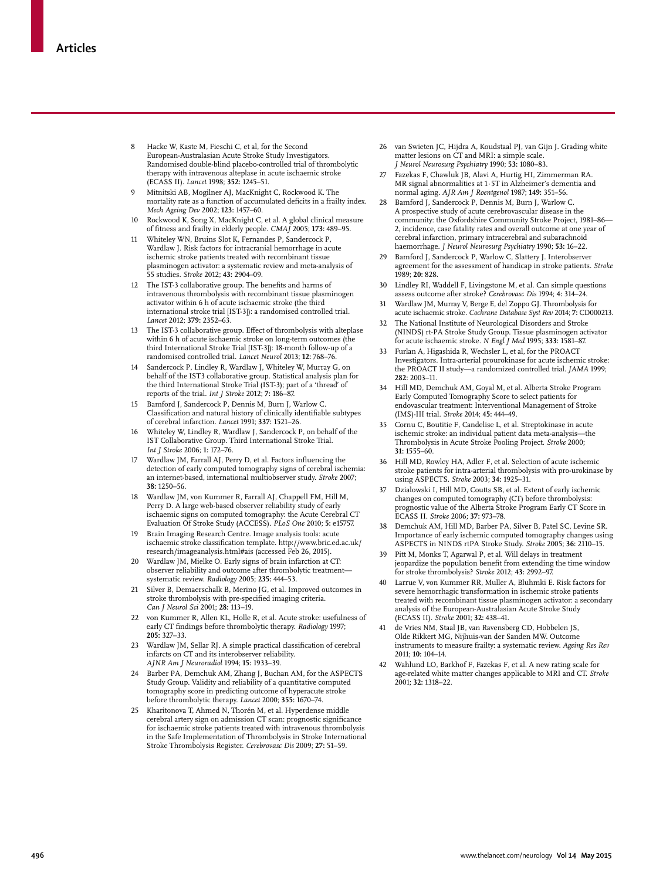8 Hacke W, Kaste M, Fieschi C, et al, for the Second European-Australasian Acute Stroke Study Investigators. Randomised double-blind placebo-controlled trial of thrombolytic therapy with intravenous alteplase in acute ischaemic stroke (ECASS II). *Lancet* 1998; **352:** 1245–51.

9 Mitnitski AB, Mogilner AJ, MacKnight C, Rockwood K. The mortality rate as a function of accumulated deficits in a frailty index. *Mech Ageing Dev* 2002; **123:** 1457–60.

10 Rockwood K, Song X, MacKnight C, et al. A global clinical measure of fitness and frailty in elderly people. *CMAJ* 2005; **173:** 489–95.

11 Whiteley WN, Bruins Slot K, Fernandes P, Sandercock P, Wardlaw J. Risk factors for intracranial hemorrhage in acute ischemic stroke patients treated with recombinant tissue plasminogen activator: a systematic review and meta-analysis of 55 studies. *Stroke* 2012; **43:** 2904–09.

12 The IST-3 collaborative group. The benefits and harms of intravenous thrombolysis with recombinant tissue plasminogen activator within 6 h of acute ischaemic stroke (the third international stroke trial [IST-3]): a randomised controlled trial. *Lancet* 2012; **379:** 2352–63.

13 The IST-3 collaborative group. Effect of thrombolysis with alteplase within 6 h of acute ischaemic stroke on long-term outcomes (the third International Stroke Trial [IST-3]): 18-month follow-up of a randomised controlled trial. *Lancet Neurol* 2013; **12:** 768–76.

14 Sandercock P, Lindley R, Wardlaw J, Whiteley W, Murray G, on behalf of the IST3 collaborative group. Statistical analysis plan for the third International Stroke Trial (IST-3); part of a 'thread' of reports of the trial. *Int J Stroke* 2012; **7:** 186–87.

15 Bamford J, Sandercock P, Dennis M, Burn J, Warlow C. Classification and natural history of clinically identifiable subtypes of cerebral infarction. *Lancet* 1991; **337:** 1521–26.

16 Whiteley W, Lindley R, Wardlaw J, Sandercock P, on behalf of the IST Collaborative Group. Third International Stroke Trial. *Int J Stroke* 2006; **1:** 172–76.

17 Wardlaw JM, Farrall AJ, Perry D, et al. Factors influencing the detection of early computed tomography signs of cerebral ischemia: an internet-based, international multiobserver study. *Stroke* 2007; **38:** 1250–56.

18 Wardlaw JM, von Kummer R, Farrall AJ, Chappell FM, Hill M, Perry D. A large web-based observer reliability study of early ischaemic signs on computed tomography: the Acute Cerebral CT Evaluation Of Stroke Study (ACCESS). *PLoS One* 2010; **5:** e15757.

19 Brain Imaging Research Centre. Image analysis tools: acute ischaemic stroke classification template. http://www.bric.ed.ac.uk/research/imageanalysis.html#ais (accessed Feb 26, 2015).

20 Wardlaw JM, Mielke O. Early signs of brain infarction at CT: observer reliability and outcome after thrombolytic treatment—systematic review. *Radiology* 2005; **235:** 444–53.

21 Silver B, Demaerschalk B, Merino JG, et al. Improved outcomes in stroke thrombolysis with pre-specified imaging criteria. *Can J Neurol Sci* 2001; **28:** 113–19.

22 von Kummer R, Allen KL, Holle R, et al. Acute stroke: usefulness of early CT findings before thrombolytic therapy. *Radiology* 1997; **205:** 327–33.

23 Wardlaw JM, Sellar RJ. A simple practical classification of cerebral infarcts on CT and its interobserver reliability. *AJNR Am J Neuroradiol* 1994; **15:** 1933–39.

24 Barber PA, Demchuk AM, Zhang J, Buchan AM, for the ASPECTS Study Group. Validity and reliability of a quantitative computed tomography score in predicting outcome of hyperacute stroke before thrombolytic therapy. *Lancet* 2000; **355:** 1670–74.

25 Kharitonova T, Ahmed N, Thorén M, et al. Hyperdense middle cerebral artery sign on admission CT scan: prognostic significance for ischaemic stroke patients treated with intravenous thrombolysis in the Safe Implementation of Thrombolysis in Stroke International Stroke Thrombolysis Register. *Cerebrovasc Dis* 2009; **27:** 51–59.

26 van Swieten JC, Hijdra A, Koudstaal PJ, van Gijn J. Grading white matter lesions on CT and MRI: a simple scale. *J Neurol Neurosurg Psychiatry* 1990; **53:** 1080–83.

27 Fazekas F, Chawluk JB, Alavi A, Hurtig HI, Zimmerman RA. MR signal abnormalities at 1·5T in Alzheimer's dementia and normal aging. *AJR Am J Roentgenol* 1987; **149:** 351–56.

28 Bamford J, Sandercock P, Dennis M, Burn J, Warlow C. A prospective study of acute cerebrovascular disease in the community: the Oxfordshire Community Stroke Project, 1981–86—2, incidence, case fatality rates and overall outcome at one year of cerebral infarction, primary intracerebral and subarachnoid haemorrhage. *J Neurol Neurosurg Psychiatry* 1990; **53:** 16–22.

29 Bamford J, Sandercock P, Warlow C, Slattery J. Interobserver agreement for the assessment of handicap in stroke patients. *Stroke* 1989; **20:** 828.

30 Lindley RI, Waddell F, Livingstone M, et al. Can simple questions assess outcome after stroke? *Cerebrovasc Dis* 1994; **4:** 314–24.

31 Wardlaw JM, Murray V, Berge E, del Zoppo GJ. Thrombolysis for acute ischaemic stroke. *Cochrane Database Syst Rev* 2014; **7:** CD000213.

32 The National Institute of Neurological Disorders and Stroke (NINDS) rt-PA Stroke Study Group. Tissue plasminogen activator for acute ischaemic stroke. *N Engl J Med* 1995; **333:** 1581–87.

33 Furlan A, Higashida R, Wechsler L, et al, for the PROACT Investigators. Intra-arterial prourokinase for acute ischemic stroke: the PROACT II study—a randomized controlled trial. *JAMA* 1999; **282:** 2003–11.

34 Hill MD, Demchuk AM, Goyal M, et al. Alberta Stroke Program Early Computed Tomography Score to select patients for endovascular treatment: Interventional Management of Stroke (IMS)-III trial. *Stroke* 2014; **45:** 444–49.

35 Cornu C, Boutitie F, Candelise L, et al. Streptokinase in acute ischemic stroke: an individual patient data meta-analysis—the Thrombolysis in Acute Stroke Pooling Project. *Stroke* 2000; **31:** 1555–60.

36 Hill MD, Rowley HA, Adler F, et al. Selection of acute ischemic stroke patients for intra-arterial thrombolysis with pro-urokinase by using ASPECTS. *Stroke* 2003; **34:** 1925–31.

37 Dzialowski I, Hill MD, Coutts SB, et al. Extent of early ischemic changes on computed tomography (CT) before thrombolysis: prognostic value of the Alberta Stroke Program Early CT Score in ECASS II. *Stroke* 2006; **37:** 973–78.

38 Demchuk AM, Hill MD, Barber PA, Silver B, Patel SC, Levine SR. Importance of early ischemic computed tomography changes using ASPECTS in NINDS rtPA Stroke Study. *Stroke* 2005; **36:** 2110–15.

39 Pitt M, Monks T, Agarwal P, et al. Will delays in treatment jeopardize the population benefit from extending the time window for stroke thrombolysis? *Stroke* 2012; **43:** 2992–97.

40 Larrue V, von Kummer RR, Muller A, Bluhmki E. Risk factors for severe hemorrhagic transformation in ischemic stroke patients treated with recombinant tissue plasminogen activator: a secondary analysis of the European-Australasian Acute Stroke Study (ECASS II). *Stroke* 2001; **32:** 438–41.

41 de Vries NM, Staal JB, van Ravensberg CD, Hobbelen JS, Olde Rikkert MG, Nijhuis-van der Sanden MW. Outcome instruments to measure frailty: a systematic review. *Ageing Res Rev* 2011; **10:** 104–14.

42 Wahlund LO, Barkhof F, Fazekas F, et al. A new rating scale for age-related white matter changes applicable to MRI and CT. *Stroke* 2001; **32:** 1318–22.